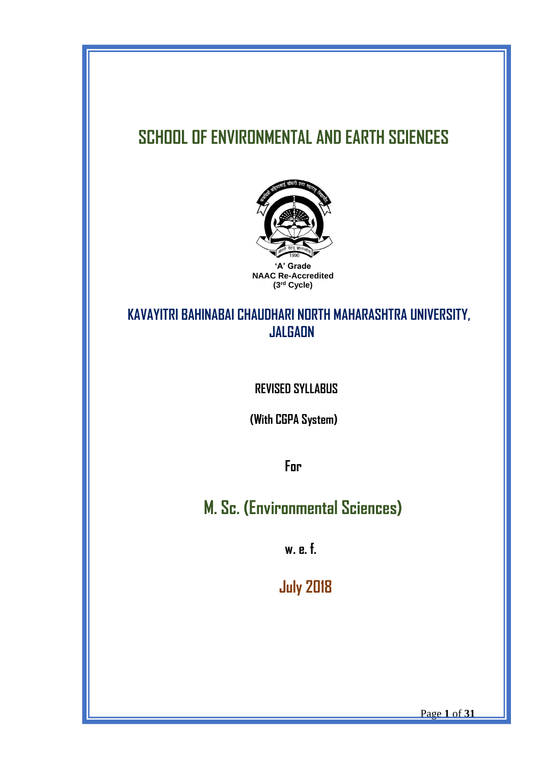# SCHOOL OF ENVIRONMENTAL AND EARTH SCIENCES

**'A' Grade**
**NAAC Re-Accredited**
**(3rd Cycle)**

## KAVAYITRI BAHINABAI CHAUDHARI NORTH MAHARASHTRA UNIVERSITY, JALGAON

**REVISED SYLLABUS**

**(With CGPA System)**

**For**

## M. Sc. (Environmental Sciences)

**w. e. f.**

**July 2018**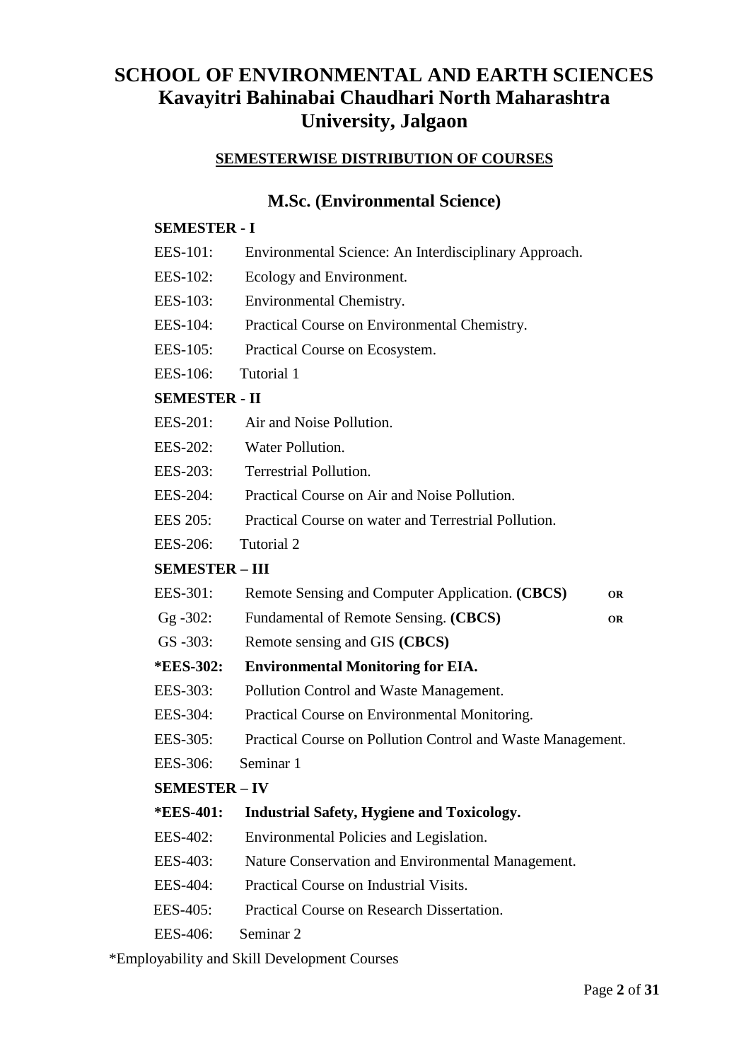# SCHOOL OF ENVIRONMENTAL AND EARTH SCIENCES
# Kavayitri Bahinabai Chaudhari North Maharashtra University, Jalgaon

**SEMESTERWISE DISTRIBUTION OF COURSES**

## M.Sc. (Environmental Science)

**SEMESTER - I**

EES-101: Environmental Science: An Interdisciplinary Approach.

EES-102: Ecology and Environment.

EES-103: Environmental Chemistry.

EES-104: Practical Course on Environmental Chemistry.

EES-105: Practical Course on Ecosystem.

EES-106: Tutorial 1

**SEMESTER - II**

EES-201: Air and Noise Pollution.

EES-202: Water Pollution.

EES-203: Terrestrial Pollution.

EES-204: Practical Course on Air and Noise Pollution.

EES 205: Practical Course on water and Terrestrial Pollution.

EES-206: Tutorial 2

**SEMESTER – III**

EES-301: Remote Sensing and Computer Application. **(CBCS)** **OR**

Gg -302: Fundamental of Remote Sensing. **(CBCS)** **OR**

GS -303: Remote sensing and GIS **(CBCS)**

**\*EES-302: Environmental Monitoring for EIA.**

EES-303: Pollution Control and Waste Management.

EES-304: Practical Course on Environmental Monitoring.

EES-305: Practical Course on Pollution Control and Waste Management.

EES-306: Seminar 1

**SEMESTER – IV**

**\*EES-401: Industrial Safety, Hygiene and Toxicology.**

EES-402: Environmental Policies and Legislation.

EES-403: Nature Conservation and Environmental Management.

EES-404: Practical Course on Industrial Visits.

EES-405: Practical Course on Research Dissertation.

EES-406: Seminar 2

*Employability and Skill Development Courses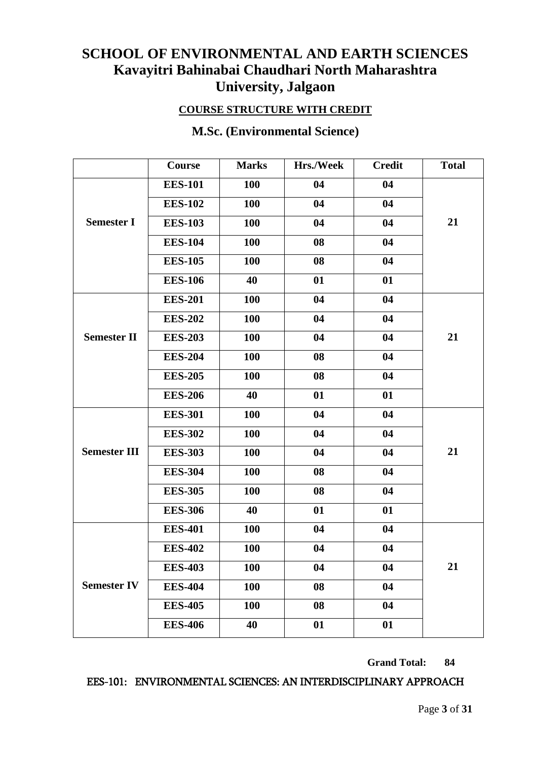# SCHOOL OF ENVIRONMENTAL AND EARTH SCIENCES
# Kavayitri Bahinabai Chaudhari North Maharashtra University, Jalgaon

**COURSE STRUCTURE WITH CREDIT**

## M.Sc. (Environmental Science)

| | Course | Marks | Hrs./Week | Credit | Total |
|---|---|---|---|---|---|
| Semester I | EES-101 | 100 | 04 | 04 | 21 |
| | EES-102 | 100 | 04 | 04 | |
| | EES-103 | 100 | 04 | 04 | |
| | EES-104 | 100 | 08 | 04 | |
| | EES-105 | 100 | 08 | 04 | |
| | EES-106 | 40 | 01 | 01 | |
| Semester II | EES-201 | 100 | 04 | 04 | 21 |
| | EES-202 | 100 | 04 | 04 | |
| | EES-203 | 100 | 04 | 04 | |
| | EES-204 | 100 | 08 | 04 | |
| | EES-205 | 100 | 08 | 04 | |
| | EES-206 | 40 | 01 | 01 | |
| Semester III | EES-301 | 100 | 04 | 04 | 21 |
| | EES-302 | 100 | 04 | 04 | |
| | EES-303 | 100 | 04 | 04 | |
| | EES-304 | 100 | 08 | 04 | |
| | EES-305 | 100 | 08 | 04 | |
| | EES-306 | 40 | 01 | 01 | |
| Semester IV | EES-401 | 100 | 04 | 04 | 21 |
| | EES-402 | 100 | 04 | 04 | |
| | EES-403 | 100 | 04 | 04 | |
| | EES-404 | 100 | 08 | 04 | |
| | EES-405 | 100 | 08 | 04 | |
| | EES-406 | 40 | 01 | 01 | |

**Grand Total: 84**

EES-101: ENVIRONMENTAL SCIENCES: AN INTERDISCIPLINARY APPROACH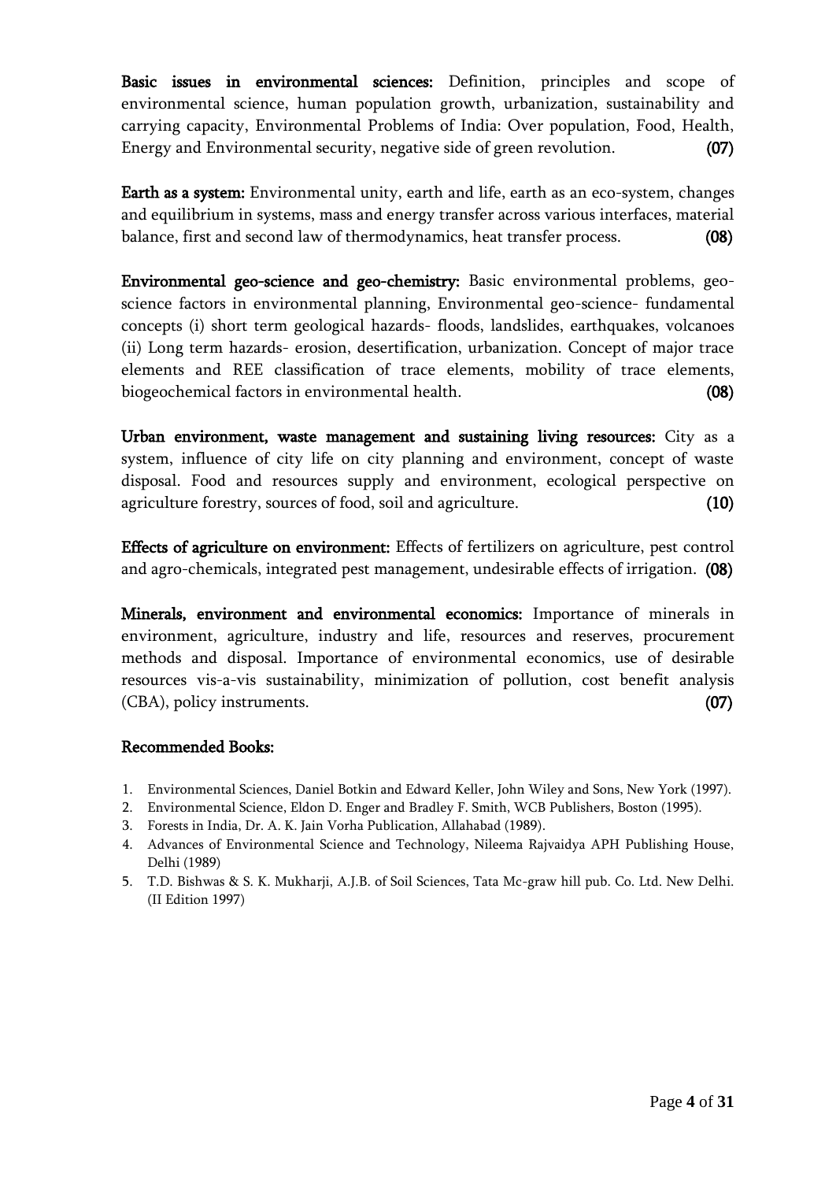**Basic issues in environmental sciences:** Definition, principles and scope of environmental science, human population growth, urbanization, sustainability and carrying capacity, Environmental Problems of India: Over population, Food, Health, Energy and Environmental security, negative side of green revolution. **(07)**

**Earth as a system:** Environmental unity, earth and life, earth as an eco-system, changes and equilibrium in systems, mass and energy transfer across various interfaces, material balance, first and second law of thermodynamics, heat transfer process. **(08)**

**Environmental geo-science and geo-chemistry:** Basic environmental problems, geo-science factors in environmental planning, Environmental geo-science- fundamental concepts (i) short term geological hazards- floods, landslides, earthquakes, volcanoes (ii) Long term hazards- erosion, desertification, urbanization. Concept of major trace elements and REE classification of trace elements, mobility of trace elements, biogeochemical factors in environmental health. **(08)**

**Urban environment, waste management and sustaining living resources:** City as a system, influence of city life on city planning and environment, concept of waste disposal. Food and resources supply and environment, ecological perspective on agriculture forestry, sources of food, soil and agriculture. **(10)**

**Effects of agriculture on environment:** Effects of fertilizers on agriculture, pest control and agro-chemicals, integrated pest management, undesirable effects of irrigation. **(08)**

**Minerals, environment and environmental economics:** Importance of minerals in environment, agriculture, industry and life, resources and reserves, procurement methods and disposal. Importance of environmental economics, use of desirable resources vis-a-vis sustainability, minimization of pollution, cost benefit analysis (CBA), policy instruments. **(07)**

**Recommended Books:**

1. Environmental Sciences, Daniel Botkin and Edward Keller, John Wiley and Sons, New York (1997).
2. Environmental Science, Eldon D. Enger and Bradley F. Smith, WCB Publishers, Boston (1995).
3. Forests in India, Dr. A. K. Jain Vorha Publication, Allahabad (1989).
4. Advances of Environmental Science and Technology, Nileema Rajvaidya APH Publishing House, Delhi (1989)
5. T.D. Bishwas & S. K. Mukharji, A.J.B. of Soil Sciences, Tata Mc-graw hill pub. Co. Ltd. New Delhi. (II Edition 1997)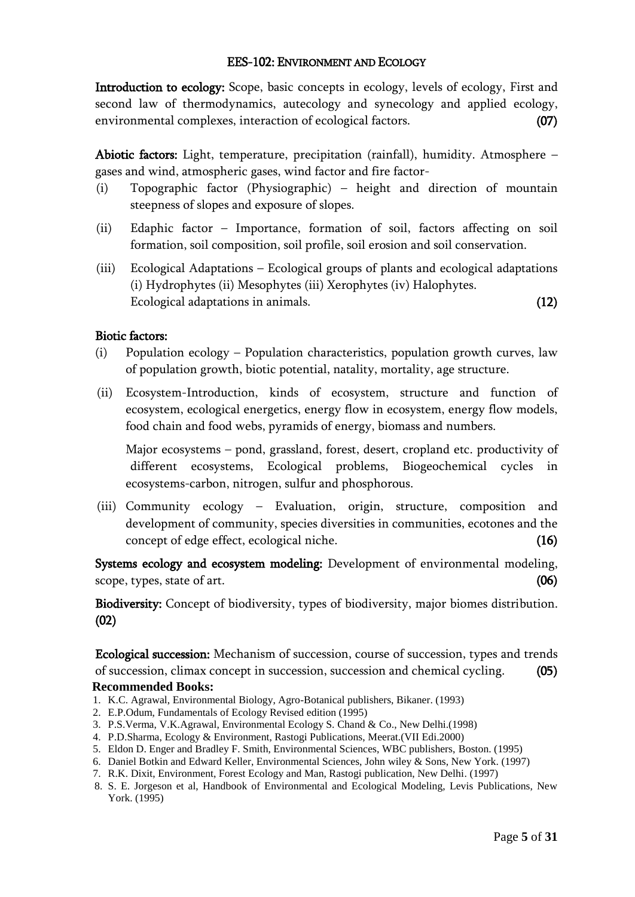## EES-102: ENVIRONMENT AND ECOLOGY

**Introduction to ecology:** Scope, basic concepts in ecology, levels of ecology, First and second law of thermodynamics, autecology and synecology and applied ecology, environmental complexes, interaction of ecological factors. **(07)**

**Abiotic factors:** Light, temperature, precipitation (rainfall), humidity. Atmosphere – gases and wind, atmospheric gases, wind factor and fire factor-

(i) Topographic factor (Physiographic) – height and direction of mountain steepness of slopes and exposure of slopes.

(ii) Edaphic factor – Importance, formation of soil, factors affecting on soil formation, soil composition, soil profile, soil erosion and soil conservation.

(iii) Ecological Adaptations – Ecological groups of plants and ecological adaptations (i) Hydrophytes (ii) Mesophytes (iii) Xerophytes (iv) Halophytes.
Ecological adaptations in animals. **(12)**

**Biotic factors:**

(i) Population ecology – Population characteristics, population growth curves, law of population growth, biotic potential, natality, mortality, age structure.

(ii) Ecosystem-Introduction, kinds of ecosystem, structure and function of ecosystem, ecological energetics, energy flow in ecosystem, energy flow models, food chain and food webs, pyramids of energy, biomass and numbers.

Major ecosystems – pond, grassland, forest, desert, cropland etc. productivity of different ecosystems, Ecological problems, Biogeochemical cycles in ecosystems-carbon, nitrogen, sulfur and phosphorous.

(iii) Community ecology – Evaluation, origin, structure, composition and development of community, species diversities in communities, ecotones and the concept of edge effect, ecological niche. **(16)**

**Systems ecology and ecosystem modeling:** Development of environmental modeling, scope, types, state of art. **(06)**

**Biodiversity:** Concept of biodiversity, types of biodiversity, major biomes distribution. **(02)**

**Ecological succession:** Mechanism of succession, course of succession, types and trends of succession, climax concept in succession, succession and chemical cycling. **(05)**

**Recommended Books:**

1. K.C. Agrawal, Environmental Biology, Agro-Botanical publishers, Bikaner. (1993)
2. E.P.Odum, Fundamentals of Ecology Revised edition (1995)
3. P.S.Verma, V.K.Agrawal, Environmental Ecology S. Chand & Co., New Delhi.(1998)
4. P.D.Sharma, Ecology & Environment, Rastogi Publications, Meerat.(VII Edi.2000)
5. Eldon D. Enger and Bradley F. Smith, Environmental Sciences, WBC publishers, Boston. (1995)
6. Daniel Botkin and Edward Keller, Environmental Sciences, John wiley & Sons, New York. (1997)
7. R.K. Dixit, Environment, Forest Ecology and Man, Rastogi publication, New Delhi. (1997)
8. S. E. Jorgeson et al, Handbook of Environmental and Ecological Modeling, Levis Publications, New York. (1995)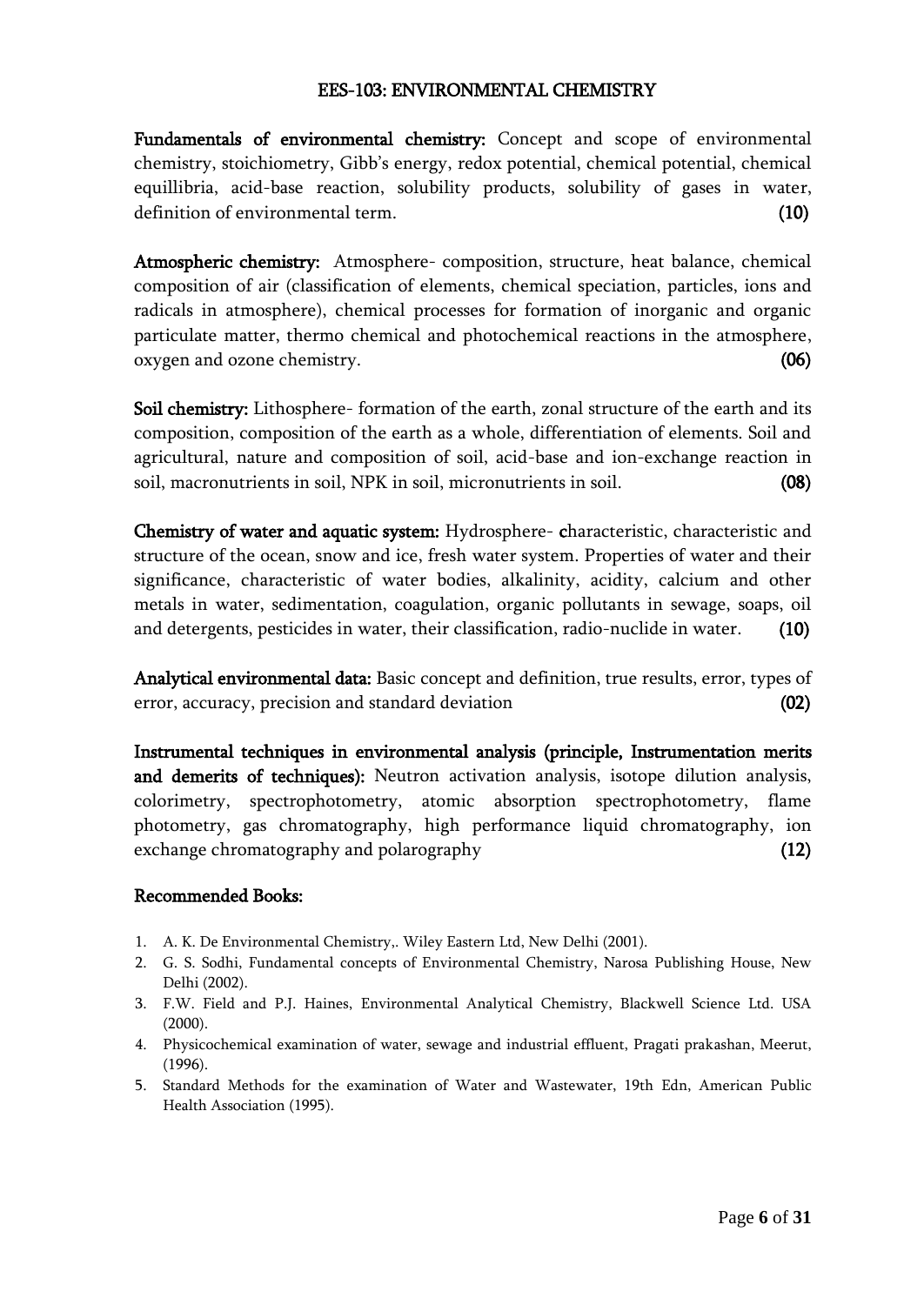## EES-103: ENVIRONMENTAL CHEMISTRY

**Fundamentals of environmental chemistry:** Concept and scope of environmental chemistry, stoichiometry, Gibb's energy, redox potential, chemical potential, chemical equillibria, acid-base reaction, solubility products, solubility of gases in water, definition of environmental term. **(10)**

**Atmospheric chemistry:** Atmosphere- composition, structure, heat balance, chemical composition of air (classification of elements, chemical speciation, particles, ions and radicals in atmosphere), chemical processes for formation of inorganic and organic particulate matter, thermo chemical and photochemical reactions in the atmosphere, oxygen and ozone chemistry. **(06)**

**Soil chemistry:** Lithosphere- formation of the earth, zonal structure of the earth and its composition, composition of the earth as a whole, differentiation of elements. Soil and agricultural, nature and composition of soil, acid-base and ion-exchange reaction in soil, macronutrients in soil, NPK in soil, micronutrients in soil. **(08)**

**Chemistry of water and aquatic system:** Hydrosphere- characteristic, characteristic and structure of the ocean, snow and ice, fresh water system. Properties of water and their significance, characteristic of water bodies, alkalinity, acidity, calcium and other metals in water, sedimentation, coagulation, organic pollutants in sewage, soaps, oil and detergents, pesticides in water, their classification, radio-nuclide in water. **(10)**

**Analytical environmental data:** Basic concept and definition, true results, error, types of error, accuracy, precision and standard deviation **(02)**

**Instrumental techniques in environmental analysis (principle, Instrumentation merits and demerits of techniques):** Neutron activation analysis, isotope dilution analysis, colorimetry, spectrophotometry, atomic absorption spectrophotometry, flame photometry, gas chromatography, high performance liquid chromatography, ion exchange chromatography and polarography **(12)**

### Recommended Books:

1. A. K. De Environmental Chemistry,. Wiley Eastern Ltd, New Delhi (2001).
2. G. S. Sodhi, Fundamental concepts of Environmental Chemistry, Narosa Publishing House, New Delhi (2002).
3. F.W. Field and P.J. Haines, Environmental Analytical Chemistry, Blackwell Science Ltd. USA (2000).
4. Physicochemical examination of water, sewage and industrial effluent, Pragati prakashan, Meerut, (1996).
5. Standard Methods for the examination of Water and Wastewater, 19th Edn, American Public Health Association (1995).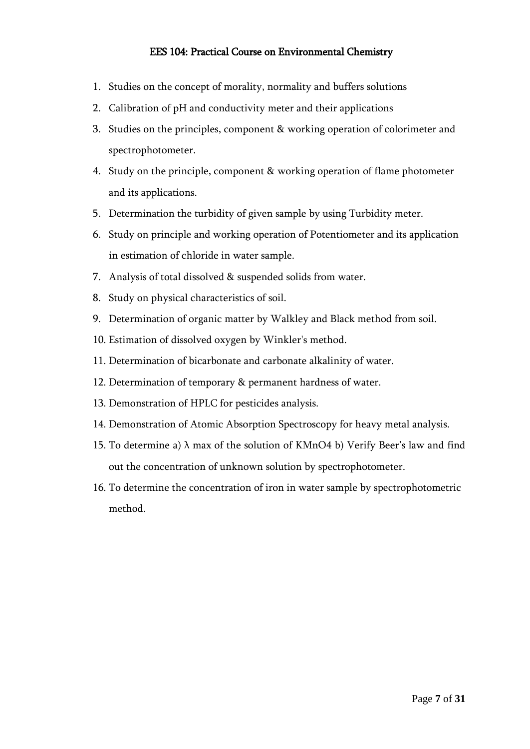## EES 104: Practical Course on Environmental Chemistry

1. Studies on the concept of morality, normality and buffers solutions
2. Calibration of pH and conductivity meter and their applications
3. Studies on the principles, component & working operation of colorimeter and spectrophotometer.
4. Study on the principle, component & working operation of flame photometer and its applications.
5. Determination the turbidity of given sample by using Turbidity meter.
6. Study on principle and working operation of Potentiometer and its application in estimation of chloride in water sample.
7. Analysis of total dissolved & suspended solids from water.
8. Study on physical characteristics of soil.
9. Determination of organic matter by Walkley and Black method from soil.
10. Estimation of dissolved oxygen by Winkler's method.
11. Determination of bicarbonate and carbonate alkalinity of water.
12. Determination of temporary & permanent hardness of water.
13. Demonstration of HPLC for pesticides analysis.
14. Demonstration of Atomic Absorption Spectroscopy for heavy metal analysis.
15. To determine a) $\lambda$ max of the solution of $KMnO_4$ b) Verify Beer's law and find out the concentration of unknown solution by spectrophotometer.
16. To determine the concentration of iron in water sample by spectrophotometric method.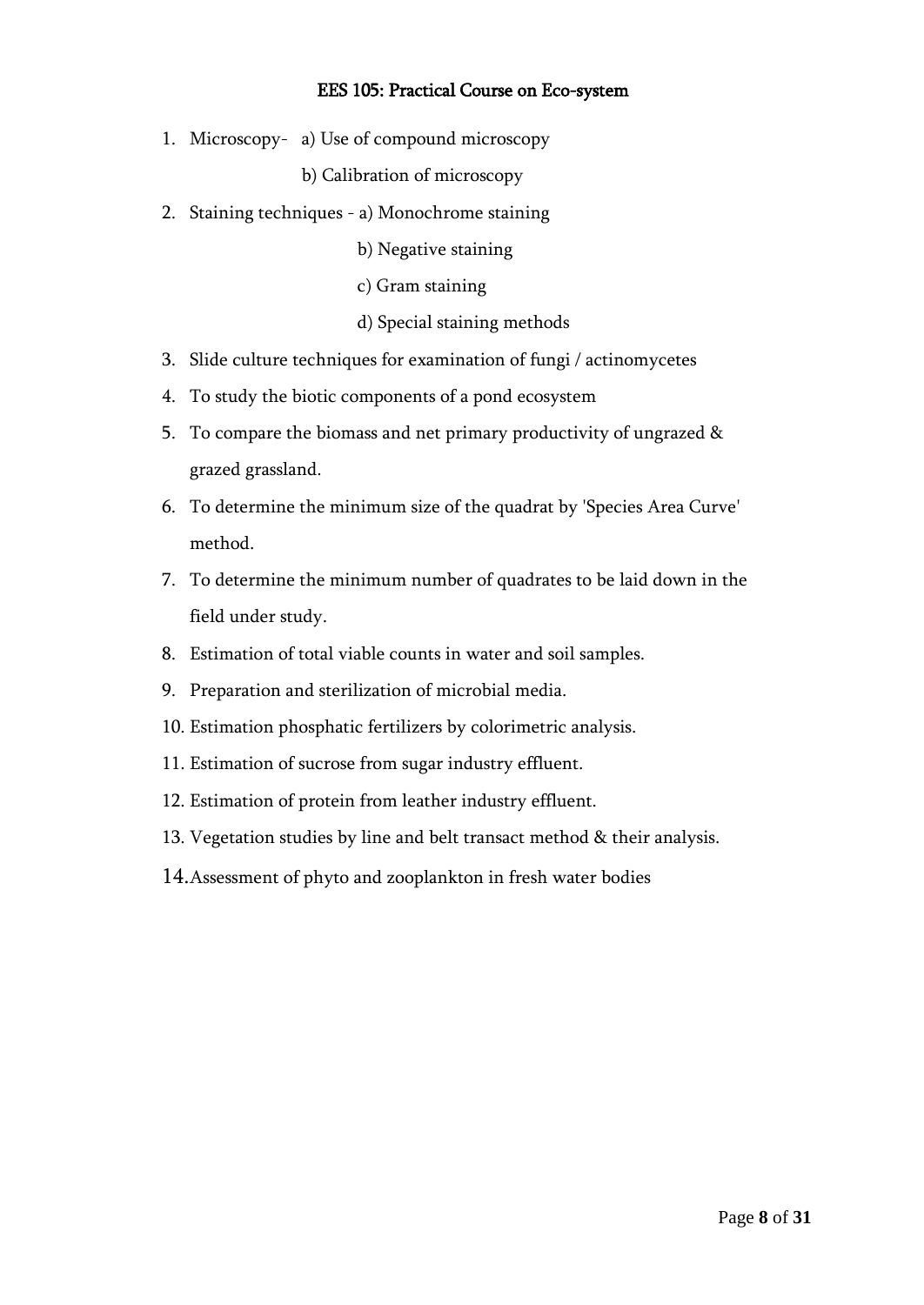### EES 105: Practical Course on Eco-system

1. Microscopy- a) Use of compound microscopy

   b) Calibration of microscopy
2. Staining techniques - a) Monochrome staining

   b) Negative staining

   c) Gram staining

   d) Special staining methods
3. Slide culture techniques for examination of fungi / actinomycetes
4. To study the biotic components of a pond ecosystem
5. To compare the biomass and net primary productivity of ungrazed & grazed grassland.
6. To determine the minimum size of the quadrat by 'Species Area Curve' method.
7. To determine the minimum number of quadrates to be laid down in the field under study.
8. Estimation of total viable counts in water and soil samples.
9. Preparation and sterilization of microbial media.
10. Estimation phosphatic fertilizers by colorimetric analysis.
11. Estimation of sucrose from sugar industry effluent.
12. Estimation of protein from leather industry effluent.
13. Vegetation studies by line and belt transact method & their analysis.
14. Assessment of phyto and zooplankton in fresh water bodies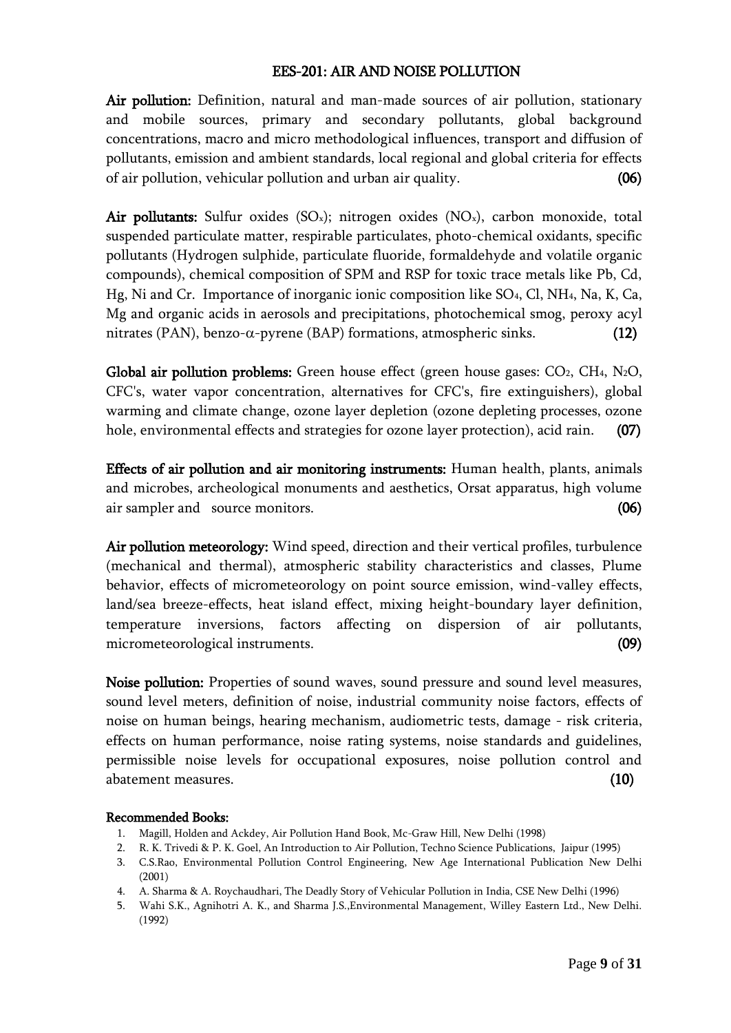## EES-201: AIR AND NOISE POLLUTION

**Air pollution:** Definition, natural and man-made sources of air pollution, stationary and mobile sources, primary and secondary pollutants, global background concentrations, macro and micro methodological influences, transport and diffusion of pollutants, emission and ambient standards, local regional and global criteria for effects of air pollution, vehicular pollution and urban air quality. **(06)**

**Air pollutants:** Sulfur oxides ($SO_x$); nitrogen oxides ($NO_x$), carbon monoxide, total suspended particulate matter, respirable particulates, photo-chemical oxidants, specific pollutants (Hydrogen sulphide, particulate fluoride, formaldehyde and volatile organic compounds), chemical composition of SPM and RSP for toxic trace metals like Pb, Cd, Hg, Ni and Cr. Importance of inorganic ionic composition like $SO_4$, Cl, $NH_4$, Na, K, Ca, Mg and organic acids in aerosols and precipitations, photochemical smog, peroxy acyl nitrates (PAN), benzo-$\alpha$-pyrene (BAP) formations, atmospheric sinks. **(12)**

**Global air pollution problems:** Green house effect (green house gases: $CO_2$, $CH_4$, $N_2O$, CFC's, water vapor concentration, alternatives for CFC's, fire extinguishers), global warming and climate change, ozone layer depletion (ozone depleting processes, ozone hole, environmental effects and strategies for ozone layer protection), acid rain. **(07)**

**Effects of air pollution and air monitoring instruments:** Human health, plants, animals and microbes, archeological monuments and aesthetics, Orsat apparatus, high volume air sampler and source monitors. **(06)**

**Air pollution meteorology:** Wind speed, direction and their vertical profiles, turbulence (mechanical and thermal), atmospheric stability characteristics and classes, Plume behavior, effects of micrometeorology on point source emission, wind-valley effects, land/sea breeze-effects, heat island effect, mixing height-boundary layer definition, temperature inversions, factors affecting on dispersion of air pollutants, micrometeorological instruments. **(09)**

**Noise pollution:** Properties of sound waves, sound pressure and sound level measures, sound level meters, definition of noise, industrial community noise factors, effects of noise on human beings, hearing mechanism, audiometric tests, damage - risk criteria, effects on human performance, noise rating systems, noise standards and guidelines, permissible noise levels for occupational exposures, noise pollution control and abatement measures. **(10)**

**Recommended Books:**

1. Magill, Holden and Ackdey, Air Pollution Hand Book, Mc-Graw Hill, New Delhi (1998)
2. R. K. Trivedi & P. K. Goel, An Introduction to Air Pollution, Techno Science Publications, Jaipur (1995)
3. C.S.Rao, Environmental Pollution Control Engineering, New Age International Publication New Delhi (2001)
4. A. Sharma & A. Roychaudhari, The Deadly Story of Vehicular Pollution in India, CSE New Delhi (1996)
5. Wahi S.K., Agnihotri A. K., and Sharma J.S.,Environmental Management, Willey Eastern Ltd., New Delhi. (1992)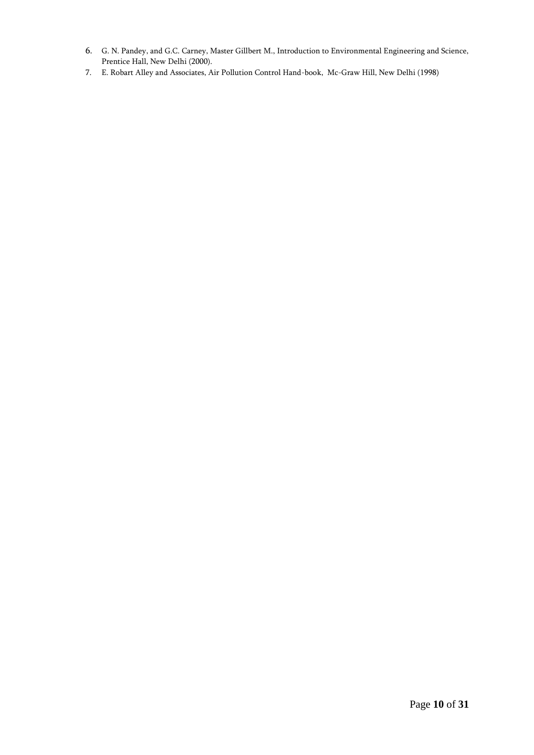6. G. N. Pandey, and G.C. Carney, Master Gillbert M., Introduction to Environmental Engineering and Science, Prentice Hall, New Delhi (2000).
7. E. Robart Alley and Associates, Air Pollution Control Hand-book, Mc-Graw Hill, New Delhi (1998)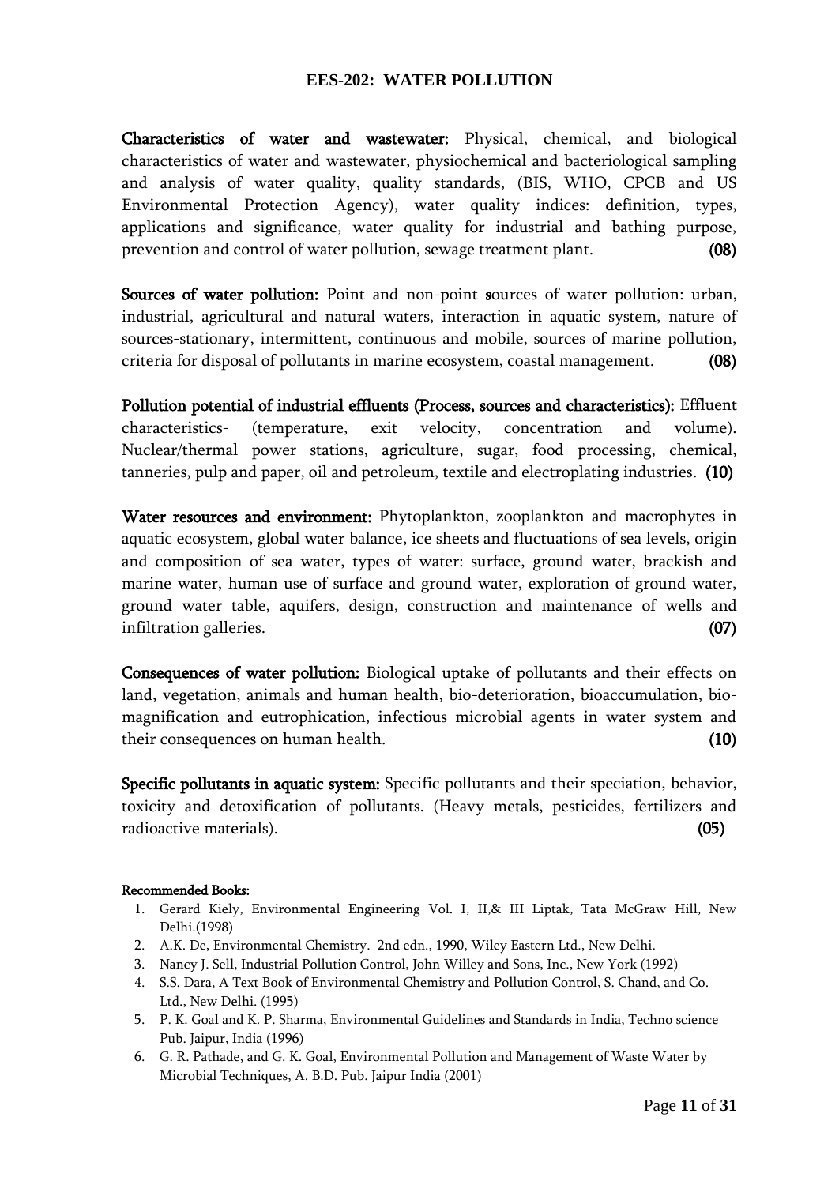## EES-202: WATER POLLUTION

**Characteristics of water and wastewater:** Physical, chemical, and biological characteristics of water and wastewater, physiochemical and bacteriological sampling and analysis of water quality, quality standards, (BIS, WHO, CPCB and US Environmental Protection Agency), water quality indices: definition, types, applications and significance, water quality for industrial and bathing purpose, prevention and control of water pollution, sewage treatment plant. **(08)**

**Sources of water pollution:** Point and non-point **s**ources of water pollution: urban, industrial, agricultural and natural waters, interaction in aquatic system, nature of sources-stationary, intermittent, continuous and mobile, sources of marine pollution, criteria for disposal of pollutants in marine ecosystem, coastal management. **(08)**

**Pollution potential of industrial effluents (Process, sources and characteristics):** Effluent characteristics- (temperature, exit velocity, concentration and volume). Nuclear/thermal power stations, agriculture, sugar, food processing, chemical, tanneries, pulp and paper, oil and petroleum, textile and electroplating industries. **(10)**

**Water resources and environment:** Phytoplankton, zooplankton and macrophytes in aquatic ecosystem, global water balance, ice sheets and fluctuations of sea levels, origin and composition of sea water, types of water: surface, ground water, brackish and marine water, human use of surface and ground water, exploration of ground water, ground water table, aquifers, design, construction and maintenance of wells and infiltration galleries. **(07)**

**Consequences of water pollution:** Biological uptake of pollutants and their effects on land, vegetation, animals and human health, bio-deterioration, bioaccumulation, bio-magnification and eutrophication, infectious microbial agents in water system and their consequences on human health. **(10)**

**Specific pollutants in aquatic system:** Specific pollutants and their speciation, behavior, toxicity and detoxification of pollutants. (Heavy metals, pesticides, fertilizers and radioactive materials). **(05)**

**Recommended Books:**

1. Gerard Kiely, Environmental Engineering Vol. I, II,& III Liptak, Tata McGraw Hill, New Delhi.(1998)
2. A.K. De, Environmental Chemistry. 2nd edn., 1990, Wiley Eastern Ltd., New Delhi.
3. Nancy J. Sell, Industrial Pollution Control, John Willey and Sons, Inc., New York (1992)
4. S.S. Dara, A Text Book of Environmental Chemistry and Pollution Control, S. Chand, and Co. Ltd., New Delhi. (1995)
5. P. K. Goal and K. P. Sharma, Environmental Guidelines and Standards in India, Techno science Pub. Jaipur, India (1996)
6. G. R. Pathade, and G. K. Goal, Environmental Pollution and Management of Waste Water by Microbial Techniques, A. B.D. Pub. Jaipur India (2001)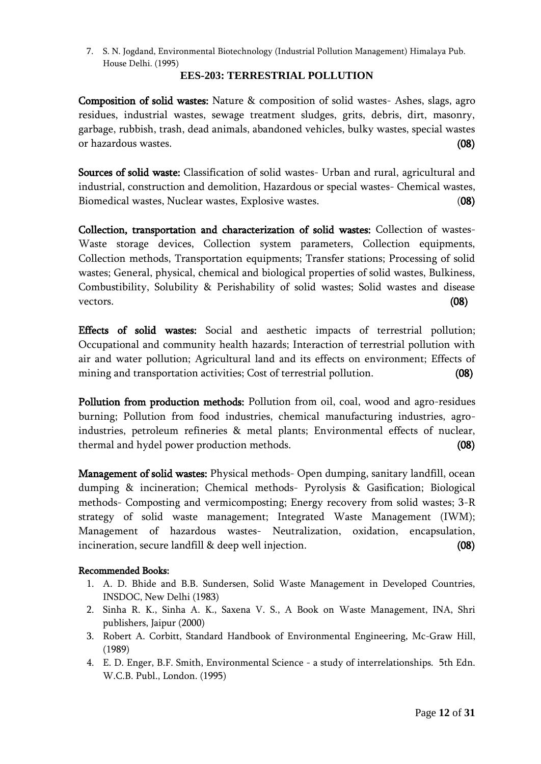7. S. N. Jogdand, Environmental Biotechnology (Industrial Pollution Management) Himalaya Pub. House Delhi. (1995)

## EES-203: TERRESTRIAL POLLUTION

**Composition of solid wastes:** Nature & composition of solid wastes- Ashes, slags, agro residues, industrial wastes, sewage treatment sludges, grits, debris, dirt, masonry, garbage, rubbish, trash, dead animals, abandoned vehicles, bulky wastes, special wastes or hazardous wastes. **(08)**

**Sources of solid waste:** Classification of solid wastes- Urban and rural, agricultural and industrial, construction and demolition, Hazardous or special wastes- Chemical wastes, Biomedical wastes, Nuclear wastes, Explosive wastes. (**08)**

**Collection, transportation and characterization of solid wastes:** Collection of wastes- Waste storage devices, Collection system parameters, Collection equipments, Collection methods, Transportation equipments; Transfer stations; Processing of solid wastes; General, physical, chemical and biological properties of solid wastes, Bulkiness, Combustibility, Solubility & Perishability of solid wastes; Solid wastes and disease vectors. **(08)**

**Effects of solid wastes:** Social and aesthetic impacts of terrestrial pollution; Occupational and community health hazards; Interaction of terrestrial pollution with air and water pollution; Agricultural land and its effects on environment; Effects of mining and transportation activities; Cost of terrestrial pollution. **(08)**

**Pollution from production methods:** Pollution from oil, coal, wood and agro-residues burning; Pollution from food industries, chemical manufacturing industries, agro-industries, petroleum refineries & metal plants; Environmental effects of nuclear, thermal and hydel power production methods. **(08)**

**Management of solid wastes:** Physical methods- Open dumping, sanitary landfill, ocean dumping & incineration; Chemical methods- Pyrolysis & Gasification; Biological methods- Composting and vermicomposting; Energy recovery from solid wastes; 3-R strategy of solid waste management; Integrated Waste Management (IWM); Management of hazardous wastes- Neutralization, oxidation, encapsulation, incineration, secure landfill & deep well injection. **(08)**

**Recommended Books:**

1. A. D. Bhide and B.B. Sundersen, Solid Waste Management in Developed Countries, INSDOC, New Delhi (1983)
2. Sinha R. K., Sinha A. K., Saxena V. S., A Book on Waste Management, INA, Shri publishers, Jaipur (2000)
3. Robert A. Corbitt, Standard Handbook of Environmental Engineering, Mc-Graw Hill, (1989)
4. E. D. Enger, B.F. Smith, Environmental Science - a study of interrelationships. 5th Edn. W.C.B. Publ., London. (1995)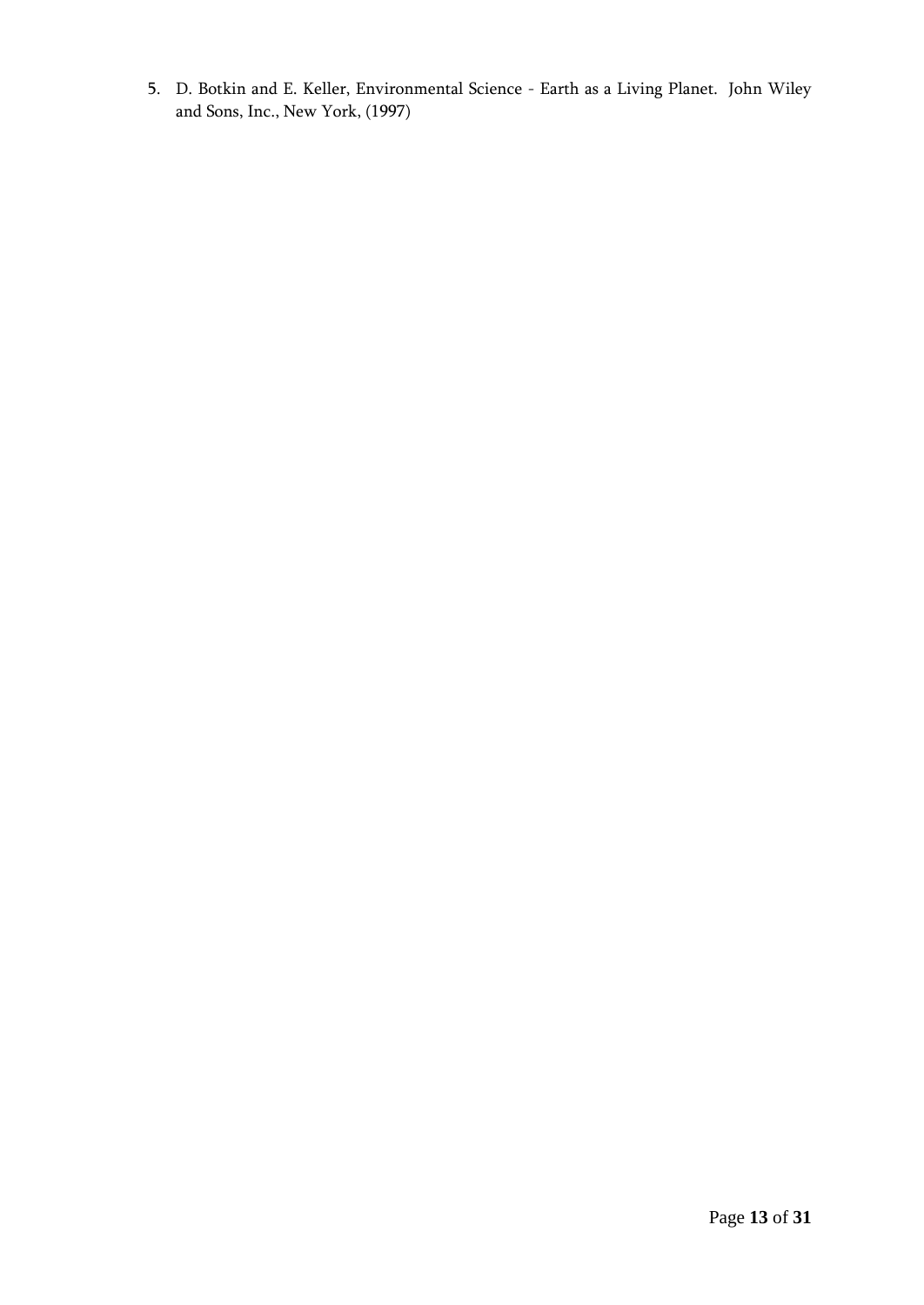5. D. Botkin and E. Keller, Environmental Science - Earth as a Living Planet. John Wiley and Sons, Inc., New York, (1997)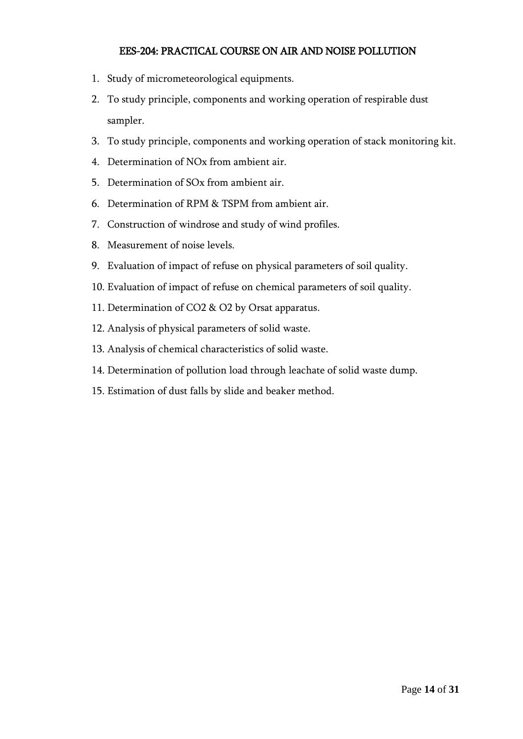## EES-204: PRACTICAL COURSE ON AIR AND NOISE POLLUTION

1. Study of micrometeorological equipments.
2. To study principle, components and working operation of respirable dust sampler.
3. To study principle, components and working operation of stack monitoring kit.
4. Determination of NOx from ambient air.
5. Determination of SOx from ambient air.
6. Determination of RPM & TSPM from ambient air.
7. Construction of windrose and study of wind profiles.
8. Measurement of noise levels.
9. Evaluation of impact of refuse on physical parameters of soil quality.
10. Evaluation of impact of refuse on chemical parameters of soil quality.
11. Determination of $CO_2$ & $O_2$ by Orsat apparatus.
12. Analysis of physical parameters of solid waste.
13. Analysis of chemical characteristics of solid waste.
14. Determination of pollution load through leachate of solid waste dump.
15. Estimation of dust falls by slide and beaker method.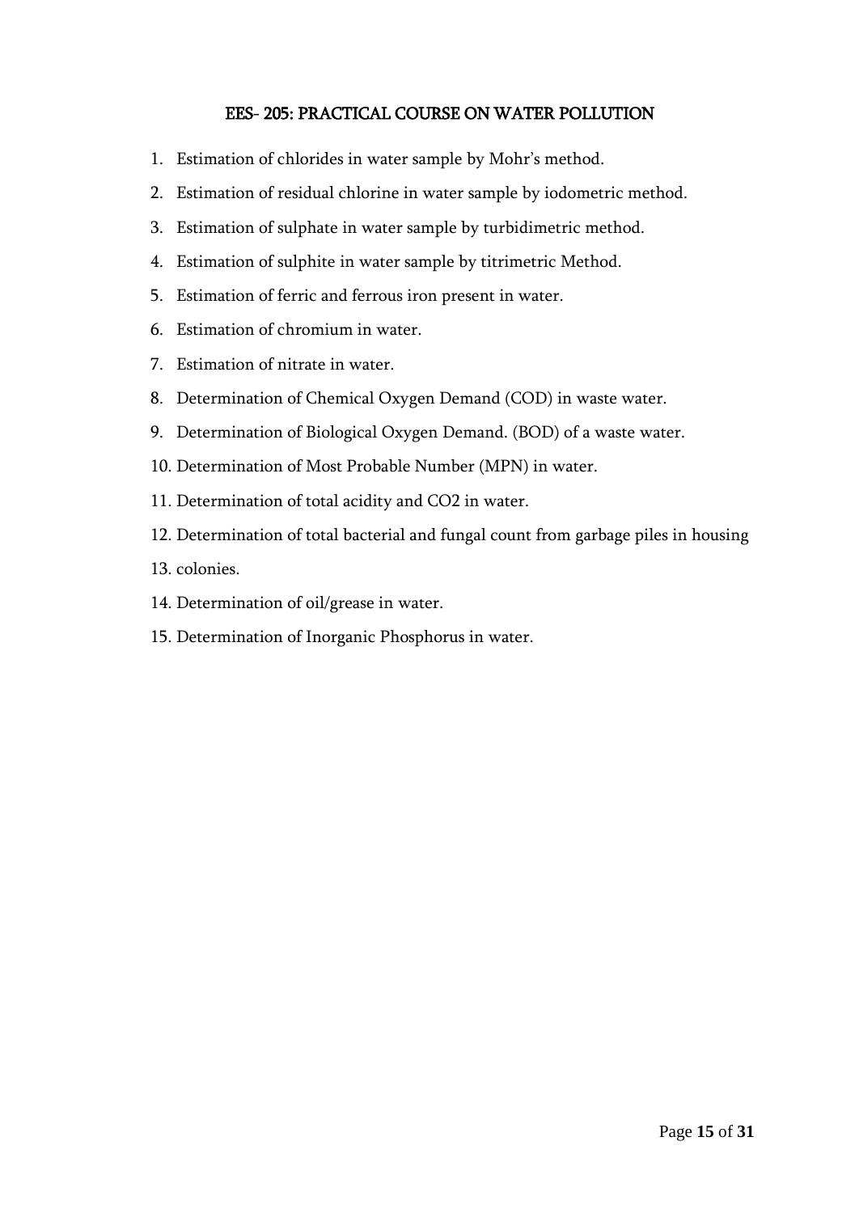## EES- 205: PRACTICAL COURSE ON WATER POLLUTION

1. Estimation of chlorides in water sample by Mohr's method.
2. Estimation of residual chlorine in water sample by iodometric method.
3. Estimation of sulphate in water sample by turbidimetric method.
4. Estimation of sulphite in water sample by titrimetric Method.
5. Estimation of ferric and ferrous iron present in water.
6. Estimation of chromium in water.
7. Estimation of nitrate in water.
8. Determination of Chemical Oxygen Demand (COD) in waste water.
9. Determination of Biological Oxygen Demand. (BOD) of a waste water.
10. Determination of Most Probable Number (MPN) in water.
11. Determination of total acidity and $CO_2$ in water.
12. Determination of total bacterial and fungal count from garbage piles in housing
13. colonies.
14. Determination of oil/grease in water.
15. Determination of Inorganic Phosphorus in water.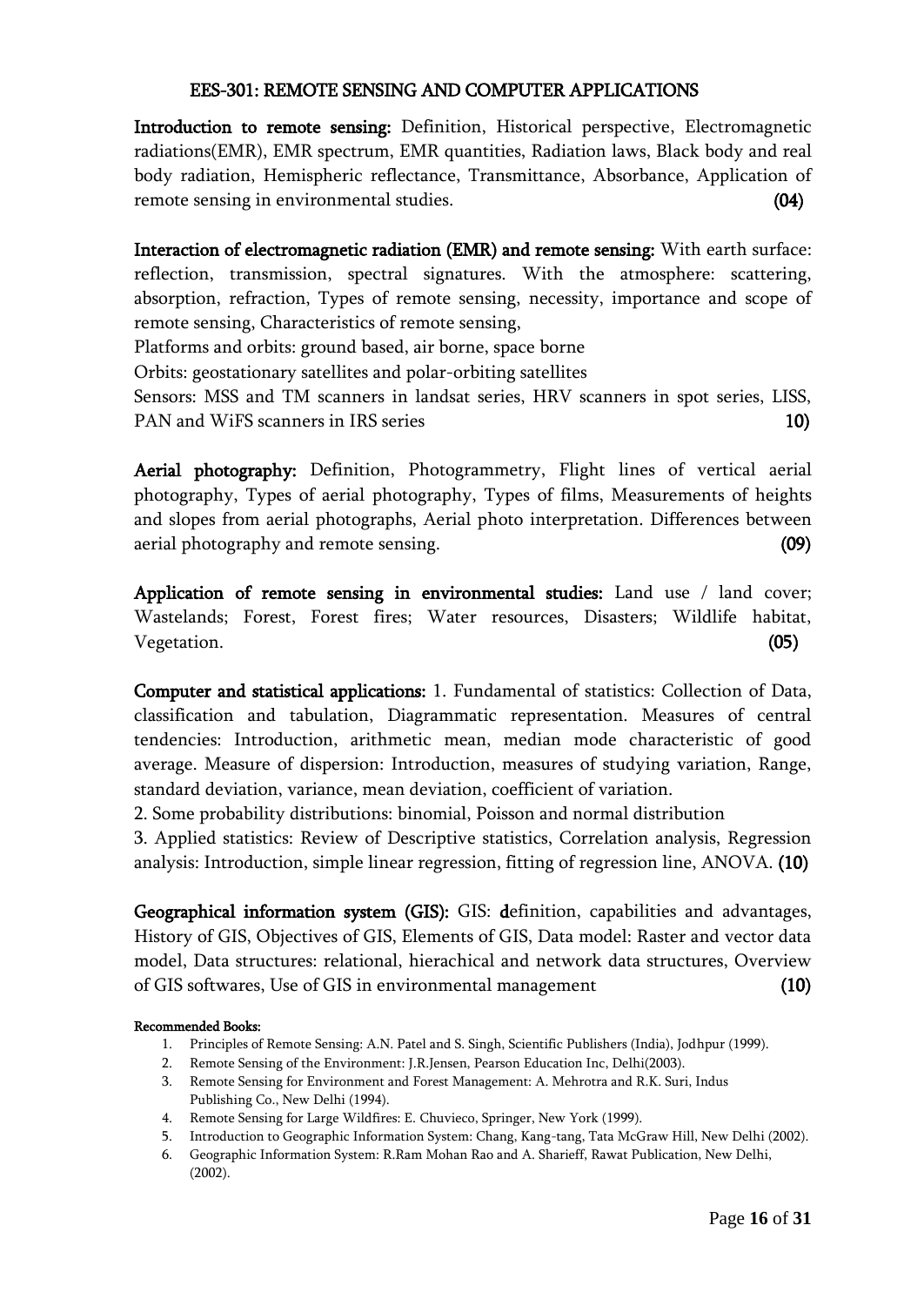## EES-301: REMOTE SENSING AND COMPUTER APPLICATIONS

**Introduction to remote sensing:** Definition, Historical perspective, Electromagnetic radiations(EMR), EMR spectrum, EMR quantities, Radiation laws, Black body and real body radiation, Hemispheric reflectance, Transmittance, Absorbance, Application of remote sensing in environmental studies. **(04)**

**Interaction of electromagnetic radiation (EMR) and remote sensing:** With earth surface: reflection, transmission, spectral signatures. With the atmosphere: scattering, absorption, refraction, Types of remote sensing, necessity, importance and scope of remote sensing, Characteristics of remote sensing,

Platforms and orbits: ground based, air borne, space borne

Orbits: geostationary satellites and polar-orbiting satellites

Sensors: MSS and TM scanners in landsat series, HRV scanners in spot series, LISS, PAN and WiFS scanners in IRS series **10)**

**Aerial photography:** Definition, Photogrammetry, Flight lines of vertical aerial photography, Types of aerial photography, Types of films, Measurements of heights and slopes from aerial photographs, Aerial photo interpretation. Differences between aerial photography and remote sensing. **(09)**

**Application of remote sensing in environmental studies:** Land use / land cover; Wastelands; Forest, Forest fires; Water resources, Disasters; Wildlife habitat, Vegetation. **(05)**

**Computer and statistical applications:** 1. Fundamental of statistics: Collection of Data, classification and tabulation, Diagrammatic representation. Measures of central tendencies: Introduction, arithmetic mean, median mode characteristic of good average. Measure of dispersion: Introduction, measures of studying variation, Range, standard deviation, variance, mean deviation, coefficient of variation.

2. Some probability distributions: binomial, Poisson and normal distribution

3. Applied statistics: Review of Descriptive statistics, Correlation analysis, Regression analysis: Introduction, simple linear regression, fitting of regression line, ANOVA. **(10)**

**Geographical information system (GIS):** GIS: **d**efinition, capabilities and advantages, History of GIS, Objectives of GIS, Elements of GIS, Data model: Raster and vector data model, Data structures: relational, hierachical and network data structures, Overview of GIS softwares, Use of GIS in environmental management **(10)**

**Recommended Books:**

1. Principles of Remote Sensing: A.N. Patel and S. Singh, Scientific Publishers (India), Jodhpur (1999).
2. Remote Sensing of the Environment: J.R.Jensen, Pearson Education Inc, Delhi(2003).
3. Remote Sensing for Environment and Forest Management: A. Mehrotra and R.K. Suri, Indus Publishing Co., New Delhi (1994).
4. Remote Sensing for Large Wildfires: E. Chuvieco, Springer, New York (1999).
5. Introduction to Geographic Information System: Chang, Kang-tang, Tata McGraw Hill, New Delhi (2002).
6. Geographic Information System: R.Ram Mohan Rao and A. Sharieff, Rawat Publication, New Delhi, (2002).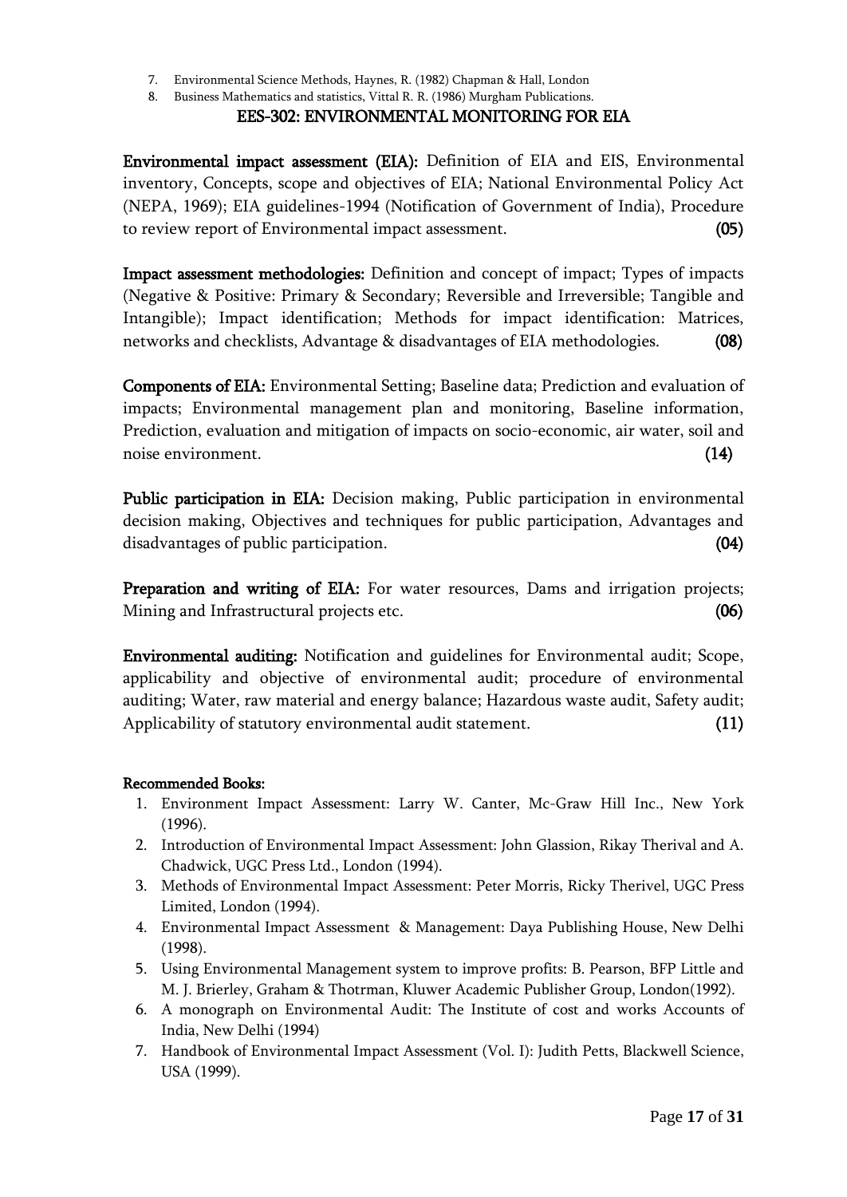7. Environmental Science Methods, Haynes, R. (1982) Chapman & Hall, London
8. Business Mathematics and statistics, Vittal R. R. (1986) Murgham Publications.

## EES-302: ENVIRONMENTAL MONITORING FOR EIA

**Environmental impact assessment (EIA):** Definition of EIA and EIS, Environmental inventory, Concepts, scope and objectives of EIA; National Environmental Policy Act (NEPA, 1969); EIA guidelines-1994 (Notification of Government of India), Procedure to review report of Environmental impact assessment. **(05)**

**Impact assessment methodologies:** Definition and concept of impact; Types of impacts (Negative & Positive: Primary & Secondary; Reversible and Irreversible; Tangible and Intangible); Impact identification; Methods for impact identification: Matrices, networks and checklists, Advantage & disadvantages of EIA methodologies. **(08)**

**Components of EIA:** Environmental Setting; Baseline data; Prediction and evaluation of impacts; Environmental management plan and monitoring, Baseline information, Prediction, evaluation and mitigation of impacts on socio-economic, air water, soil and noise environment. **(14)**

**Public participation in EIA:** Decision making, Public participation in environmental decision making, Objectives and techniques for public participation, Advantages and disadvantages of public participation. **(04)**

**Preparation and writing of EIA:** For water resources, Dams and irrigation projects; Mining and Infrastructural projects etc. **(06)**

**Environmental auditing:** Notification and guidelines for Environmental audit; Scope, applicability and objective of environmental audit; procedure of environmental auditing; Water, raw material and energy balance; Hazardous waste audit, Safety audit; Applicability of statutory environmental audit statement. **(11)**

**Recommended Books:**

1. Environment Impact Assessment: Larry W. Canter, Mc-Graw Hill Inc., New York (1996).
2. Introduction of Environmental Impact Assessment: John Glassion, Rikay Therival and A. Chadwick, UGC Press Ltd., London (1994).
3. Methods of Environmental Impact Assessment: Peter Morris, Ricky Therivel, UGC Press Limited, London (1994).
4. Environmental Impact Assessment & Management: Daya Publishing House, New Delhi (1998).
5. Using Environmental Management system to improve profits: B. Pearson, BFP Little and M. J. Brierley, Graham & Thotrman, Kluwer Academic Publisher Group, London(1992).
6. A monograph on Environmental Audit: The Institute of cost and works Accounts of India, New Delhi (1994)
7. Handbook of Environmental Impact Assessment (Vol. I): Judith Petts, Blackwell Science, USA (1999).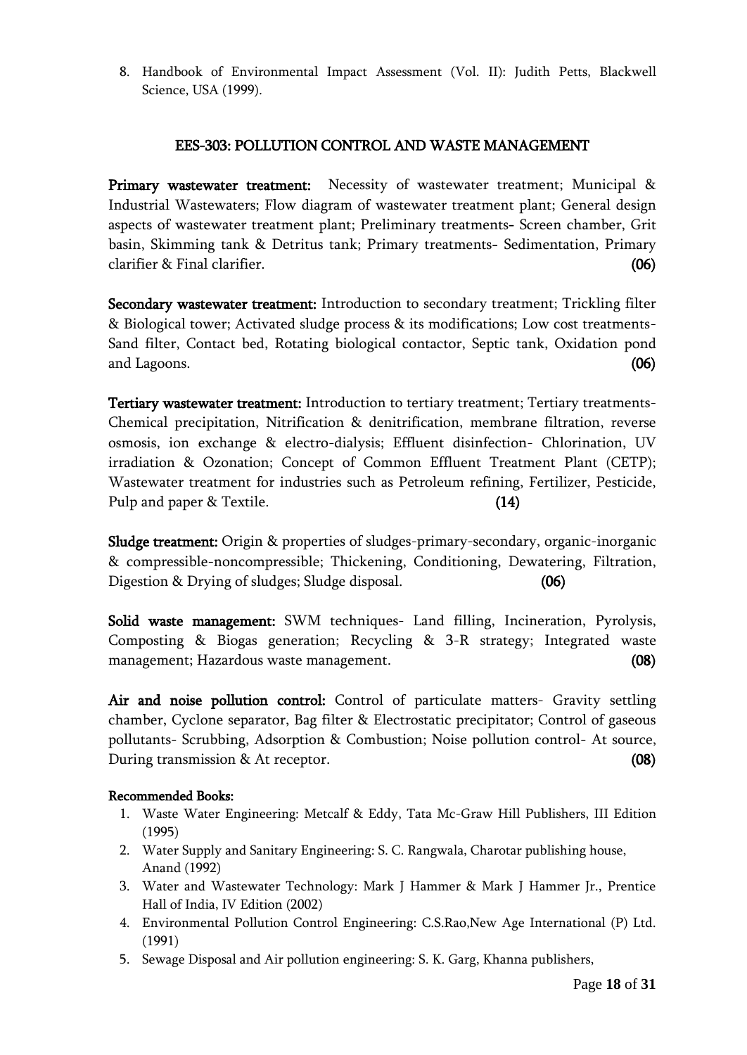8. Handbook of Environmental Impact Assessment (Vol. II): Judith Petts, Blackwell Science, USA (1999).

## EES-303: POLLUTION CONTROL AND WASTE MANAGEMENT

**Primary wastewater treatment:** Necessity of wastewater treatment; Municipal & Industrial Wastewaters; Flow diagram of wastewater treatment plant; General design aspects of wastewater treatment plant; Preliminary treatments- Screen chamber, Grit basin, Skimming tank & Detritus tank; Primary treatments- Sedimentation, Primary clarifier & Final clarifier. **(06)**

**Secondary wastewater treatment:** Introduction to secondary treatment; Trickling filter & Biological tower; Activated sludge process & its modifications; Low cost treatments-Sand filter, Contact bed, Rotating biological contactor, Septic tank, Oxidation pond and Lagoons. **(06)**

**Tertiary wastewater treatment:** Introduction to tertiary treatment; Tertiary treatments-Chemical precipitation, Nitrification & denitrification, membrane filtration, reverse osmosis, ion exchange & electro-dialysis; Effluent disinfection- Chlorination, UV irradiation & Ozonation; Concept of Common Effluent Treatment Plant (CETP); Wastewater treatment for industries such as Petroleum refining, Fertilizer, Pesticide, Pulp and paper & Textile. **(14)**

**Sludge treatment:** Origin & properties of sludges-primary-secondary, organic-inorganic & compressible-noncompressible; Thickening, Conditioning, Dewatering, Filtration, Digestion & Drying of sludges; Sludge disposal. **(06)**

**Solid waste management:** SWM techniques- Land filling, Incineration, Pyrolysis, Composting & Biogas generation; Recycling & 3-R strategy; Integrated waste management; Hazardous waste management. **(08)**

**Air and noise pollution control:** Control of particulate matters- Gravity settling chamber, Cyclone separator, Bag filter & Electrostatic precipitator; Control of gaseous pollutants- Scrubbing, Adsorption & Combustion; Noise pollution control- At source, During transmission & At receptor. **(08)**

**Recommended Books:**

1. Waste Water Engineering: Metcalf & Eddy, Tata Mc-Graw Hill Publishers, III Edition (1995)
2. Water Supply and Sanitary Engineering: S. C. Rangwala, Charotar publishing house, Anand (1992)
3. Water and Wastewater Technology: Mark J Hammer & Mark J Hammer Jr., Prentice Hall of India, IV Edition (2002)
4. Environmental Pollution Control Engineering: C.S.Rao,New Age International (P) Ltd. (1991)
5. Sewage Disposal and Air pollution engineering: S. K. Garg, Khanna publishers,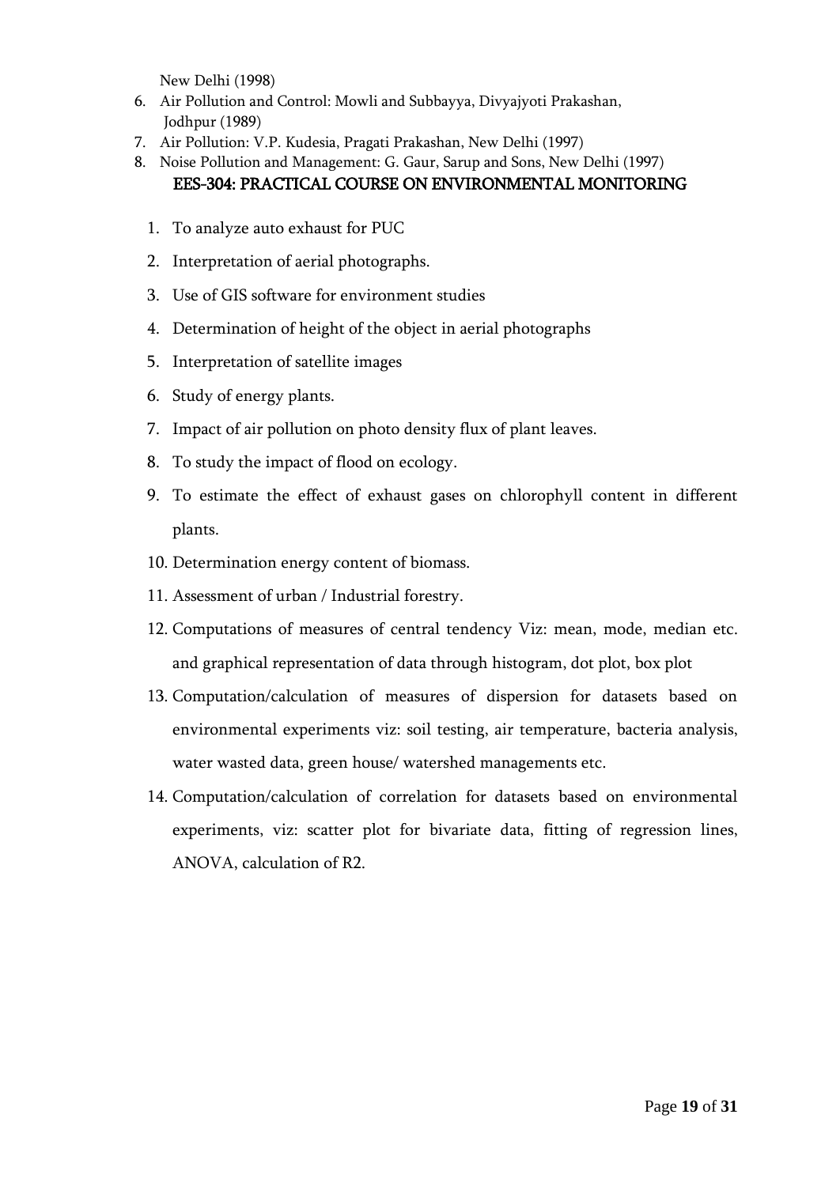New Delhi (1998)

6. Air Pollution and Control: Mowli and Subbayya, Divyajyoti Prakashan, Jodhpur (1989)
7. Air Pollution: V.P. Kudesia, Pragati Prakashan, New Delhi (1997)
8. Noise Pollution and Management: G. Gaur, Sarup and Sons, New Delhi (1997)

## EES-304: PRACTICAL COURSE ON ENVIRONMENTAL MONITORING

1. To analyze auto exhaust for PUC
2. Interpretation of aerial photographs.
3. Use of GIS software for environment studies
4. Determination of height of the object in aerial photographs
5. Interpretation of satellite images
6. Study of energy plants.
7. Impact of air pollution on photo density flux of plant leaves.
8. To study the impact of flood on ecology.
9. To estimate the effect of exhaust gases on chlorophyll content in different plants.
10. Determination energy content of biomass.
11. Assessment of urban / Industrial forestry.
12. Computations of measures of central tendency Viz: mean, mode, median etc. and graphical representation of data through histogram, dot plot, box plot
13. Computation/calculation of measures of dispersion for datasets based on environmental experiments viz: soil testing, air temperature, bacteria analysis, water wasted data, green house/ watershed managements etc.
14. Computation/calculation of correlation for datasets based on environmental experiments, viz: scatter plot for bivariate data, fitting of regression lines, ANOVA, calculation of R2.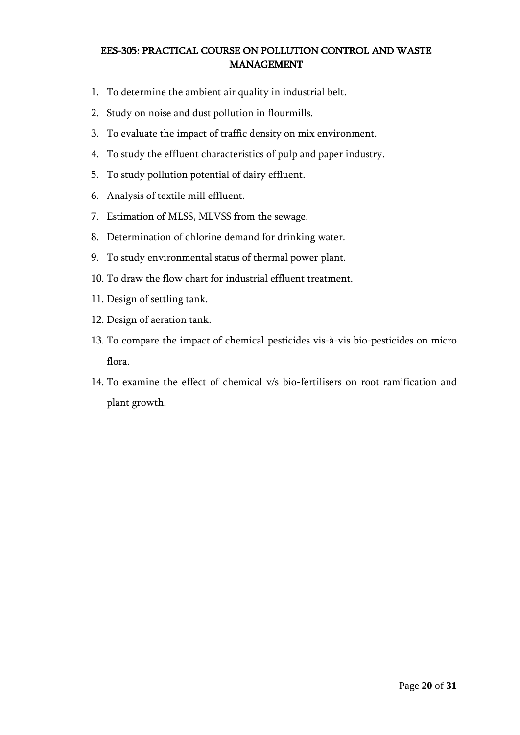## EES-305: PRACTICAL COURSE ON POLLUTION CONTROL AND WASTE MANAGEMENT

1. To determine the ambient air quality in industrial belt.
2. Study on noise and dust pollution in flourmills.
3. To evaluate the impact of traffic density on mix environment.
4. To study the effluent characteristics of pulp and paper industry.
5. To study pollution potential of dairy effluent.
6. Analysis of textile mill effluent.
7. Estimation of MLSS, MLVSS from the sewage.
8. Determination of chlorine demand for drinking water.
9. To study environmental status of thermal power plant.
10. To draw the flow chart for industrial effluent treatment.
11. Design of settling tank.
12. Design of aeration tank.
13. To compare the impact of chemical pesticides vis-à-vis bio-pesticides on micro flora.
14. To examine the effect of chemical v/s bio-fertilisers on root ramification and plant growth.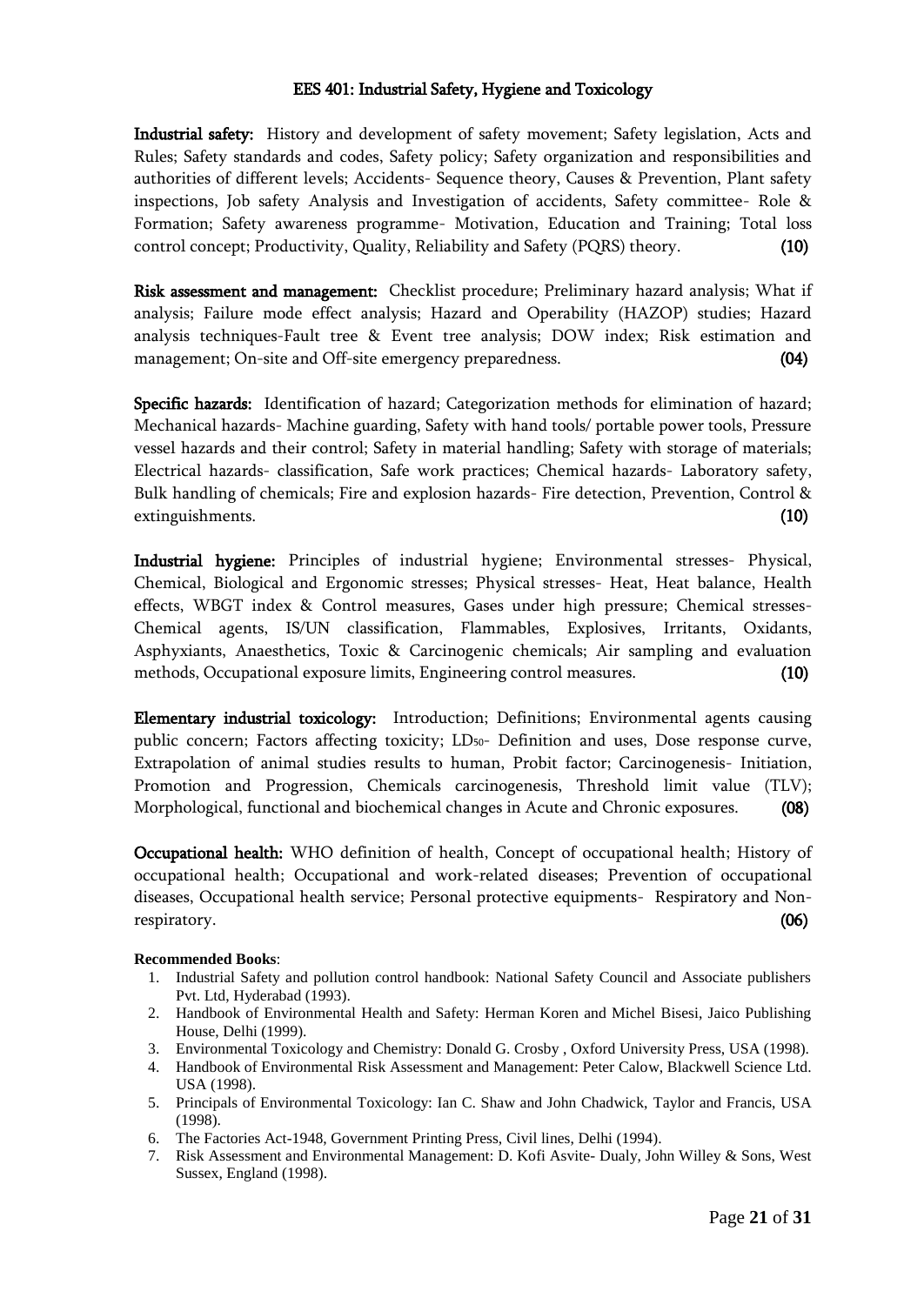## EES 401: Industrial Safety, Hygiene and Toxicology

**Industrial safety:** History and development of safety movement; Safety legislation, Acts and Rules; Safety standards and codes, Safety policy; Safety organization and responsibilities and authorities of different levels; Accidents- Sequence theory, Causes & Prevention, Plant safety inspections, Job safety Analysis and Investigation of accidents, Safety committee- Role & Formation; Safety awareness programme- Motivation, Education and Training; Total loss control concept; Productivity, Quality, Reliability and Safety (PQRS) theory. **(10)**

**Risk assessment and management:** Checklist procedure; Preliminary hazard analysis; What if analysis; Failure mode effect analysis; Hazard and Operability (HAZOP) studies; Hazard analysis techniques-Fault tree & Event tree analysis; DOW index; Risk estimation and management; On-site and Off-site emergency preparedness. **(04)**

**Specific hazards:** Identification of hazard; Categorization methods for elimination of hazard; Mechanical hazards- Machine guarding, Safety with hand tools/ portable power tools, Pressure vessel hazards and their control; Safety in material handling; Safety with storage of materials; Electrical hazards- classification, Safe work practices; Chemical hazards- Laboratory safety, Bulk handling of chemicals; Fire and explosion hazards- Fire detection, Prevention, Control & extinguishments. **(10)**

**Industrial hygiene:** Principles of industrial hygiene; Environmental stresses- Physical, Chemical, Biological and Ergonomic stresses; Physical stresses- Heat, Heat balance, Health effects, WBGT index & Control measures, Gases under high pressure; Chemical stresses- Chemical agents, IS/UN classification, Flammables, Explosives, Irritants, Oxidants, Asphyxiants, Anaesthetics, Toxic & Carcinogenic chemicals; Air sampling and evaluation methods, Occupational exposure limits, Engineering control measures. **(10)**

**Elementary industrial toxicology:** Introduction; Definitions; Environmental agents causing public concern; Factors affecting toxicity; $LD_{50}$- Definition and uses, Dose response curve, Extrapolation of animal studies results to human, Probit factor; Carcinogenesis- Initiation, Promotion and Progression, Chemicals carcinogenesis, Threshold limit value (TLV); Morphological, functional and biochemical changes in Acute and Chronic exposures. **(08)**

**Occupational health:** WHO definition of health, Concept of occupational health; History of occupational health; Occupational and work-related diseases; Prevention of occupational diseases, Occupational health service; Personal protective equipments- Respiratory and Non-respiratory. **(06)**

**Recommended Books**:

1. Industrial Safety and pollution control handbook: National Safety Council and Associate publishers Pvt. Ltd, Hyderabad (1993).
2. Handbook of Environmental Health and Safety: Herman Koren and Michel Bisesi, Jaico Publishing House, Delhi (1999).
3. Environmental Toxicology and Chemistry: Donald G. Crosby , Oxford University Press, USA (1998).
4. Handbook of Environmental Risk Assessment and Management: Peter Calow, Blackwell Science Ltd. USA (1998).
5. Principals of Environmental Toxicology: Ian C. Shaw and John Chadwick, Taylor and Francis, USA (1998).
6. The Factories Act-1948, Government Printing Press, Civil lines, Delhi (1994).
7. Risk Assessment and Environmental Management: D. Kofi Asvite- Dualy, John Willey & Sons, West Sussex, England (1998).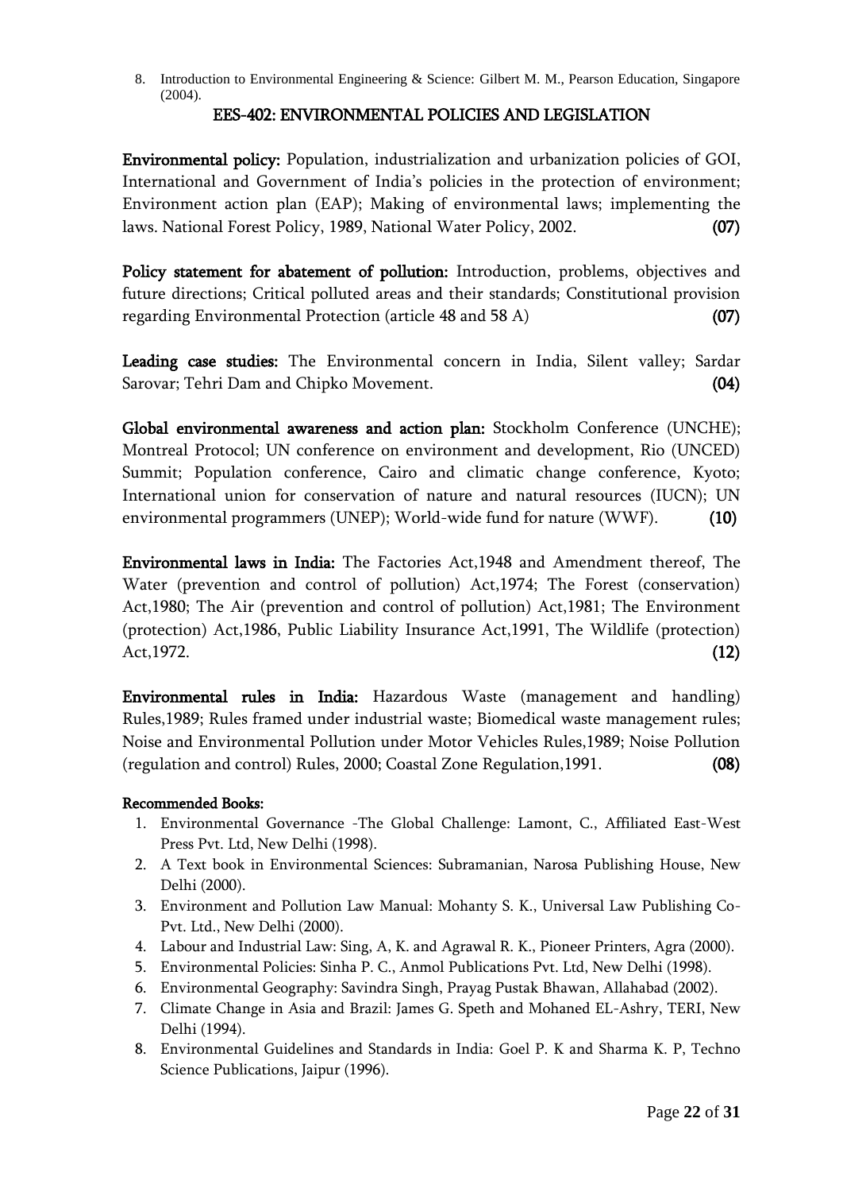8. Introduction to Environmental Engineering & Science: Gilbert M. M., Pearson Education, Singapore (2004).

## EES-402: ENVIRONMENTAL POLICIES AND LEGISLATION

**Environmental policy:** Population, industrialization and urbanization policies of GOI, International and Government of India's policies in the protection of environment; Environment action plan (EAP); Making of environmental laws; implementing the laws. National Forest Policy, 1989, National Water Policy, 2002. **(07)**

**Policy statement for abatement of pollution:** Introduction, problems, objectives and future directions; Critical polluted areas and their standards; Constitutional provision regarding Environmental Protection (article 48 and 58 A) **(07)**

**Leading case studies:** The Environmental concern in India, Silent valley; Sardar Sarovar; Tehri Dam and Chipko Movement. **(04)**

**Global environmental awareness and action plan:** Stockholm Conference (UNCHE); Montreal Protocol; UN conference on environment and development, Rio (UNCED) Summit; Population conference, Cairo and climatic change conference, Kyoto; International union for conservation of nature and natural resources (IUCN); UN environmental programmers (UNEP); World-wide fund for nature (WWF). **(10)**

**Environmental laws in India:** The Factories Act,1948 and Amendment thereof, The Water (prevention and control of pollution) Act,1974; The Forest (conservation) Act,1980; The Air (prevention and control of pollution) Act,1981; The Environment (protection) Act,1986, Public Liability Insurance Act,1991, The Wildlife (protection) Act,1972. **(12)**

**Environmental rules in India:** Hazardous Waste (management and handling) Rules,1989; Rules framed under industrial waste; Biomedical waste management rules; Noise and Environmental Pollution under Motor Vehicles Rules,1989; Noise Pollution (regulation and control) Rules, 2000; Coastal Zone Regulation,1991. **(08)**

**Recommended Books:**

1. Environmental Governance -The Global Challenge: Lamont, C., Affiliated East-West Press Pvt. Ltd, New Delhi (1998).
2. A Text book in Environmental Sciences: Subramanian, Narosa Publishing House, New Delhi (2000).
3. Environment and Pollution Law Manual: Mohanty S. K., Universal Law Publishing Co-Pvt. Ltd., New Delhi (2000).
4. Labour and Industrial Law: Sing, A, K. and Agrawal R. K., Pioneer Printers, Agra (2000).
5. Environmental Policies: Sinha P. C., Anmol Publications Pvt. Ltd, New Delhi (1998).
6. Environmental Geography: Savindra Singh, Prayag Pustak Bhawan, Allahabad (2002).
7. Climate Change in Asia and Brazil: James G. Speth and Mohaned EL-Ashry, TERI, New Delhi (1994).
8. Environmental Guidelines and Standards in India: Goel P. K and Sharma K. P, Techno Science Publications, Jaipur (1996).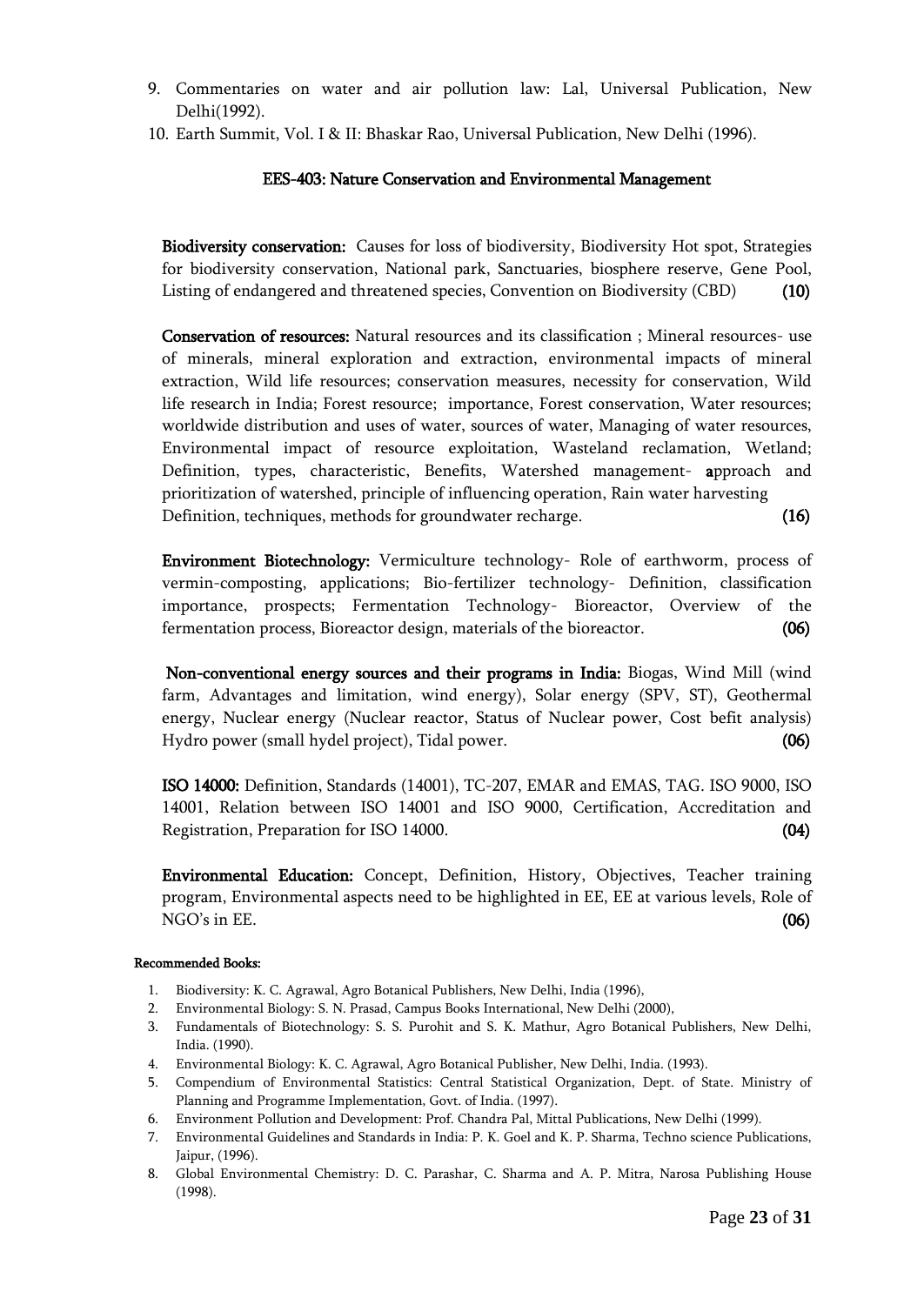9. Commentaries on water and air pollution law: Lal, Universal Publication, New Delhi(1992).
10. Earth Summit, Vol. I & II: Bhaskar Rao, Universal Publication, New Delhi (1996).

## EES-403: Nature Conservation and Environmental Management

**Biodiversity conservation:** Causes for loss of biodiversity, Biodiversity Hot spot, Strategies for biodiversity conservation, National park, Sanctuaries, biosphere reserve, Gene Pool, Listing of endangered and threatened species, Convention on Biodiversity (CBD) **(10)**

**Conservation of resources:** Natural resources and its classification ; Mineral resources- use of minerals, mineral exploration and extraction, environmental impacts of mineral extraction, Wild life resources; conservation measures, necessity for conservation, Wild life research in India; Forest resource; importance, Forest conservation, Water resources; worldwide distribution and uses of water, sources of water, Managing of water resources, Environmental impact of resource exploitation, Wasteland reclamation, Wetland; Definition, types, characteristic, Benefits, Watershed management- approach and prioritization of watershed, principle of influencing operation, Rain water harvesting Definition, techniques, methods for groundwater recharge. **(16)**

**Environment Biotechnology:** Vermiculture technology- Role of earthworm, process of vermin-composting, applications; Bio-fertilizer technology- Definition, classification importance, prospects; Fermentation Technology- Bioreactor, Overview of the fermentation process, Bioreactor design, materials of the bioreactor. **(06)**

**Non-conventional energy sources and their programs in India:** Biogas, Wind Mill (wind farm, Advantages and limitation, wind energy), Solar energy (SPV, ST), Geothermal energy, Nuclear energy (Nuclear reactor, Status of Nuclear power, Cost befit analysis) Hydro power (small hydel project), Tidal power. **(06)**

**ISO 14000:** Definition, Standards (14001), TC-207, EMAR and EMAS, TAG. ISO 9000, ISO 14001, Relation between ISO 14001 and ISO 9000, Certification, Accreditation and Registration, Preparation for ISO 14000. **(04)**

**Environmental Education:** Concept, Definition, History, Objectives, Teacher training program, Environmental aspects need to be highlighted in EE, EE at various levels, Role of NGO's in EE. **(06)**

**Recommended Books:**

1. Biodiversity: K. C. Agrawal, Agro Botanical Publishers, New Delhi, India (1996),
2. Environmental Biology: S. N. Prasad, Campus Books International, New Delhi (2000),
3. Fundamentals of Biotechnology: S. S. Purohit and S. K. Mathur, Agro Botanical Publishers, New Delhi, India. (1990).
4. Environmental Biology: K. C. Agrawal, Agro Botanical Publisher, New Delhi, India. (1993).
5. Compendium of Environmental Statistics: Central Statistical Organization, Dept. of State. Ministry of Planning and Programme Implementation, Govt. of India. (1997).
6. Environment Pollution and Development: Prof. Chandra Pal, Mittal Publications, New Delhi (1999).
7. Environmental Guidelines and Standards in India: P. K. Goel and K. P. Sharma, Techno science Publications, Jaipur, (1996).
8. Global Environmental Chemistry: D. C. Parashar, C. Sharma and A. P. Mitra, Narosa Publishing House (1998).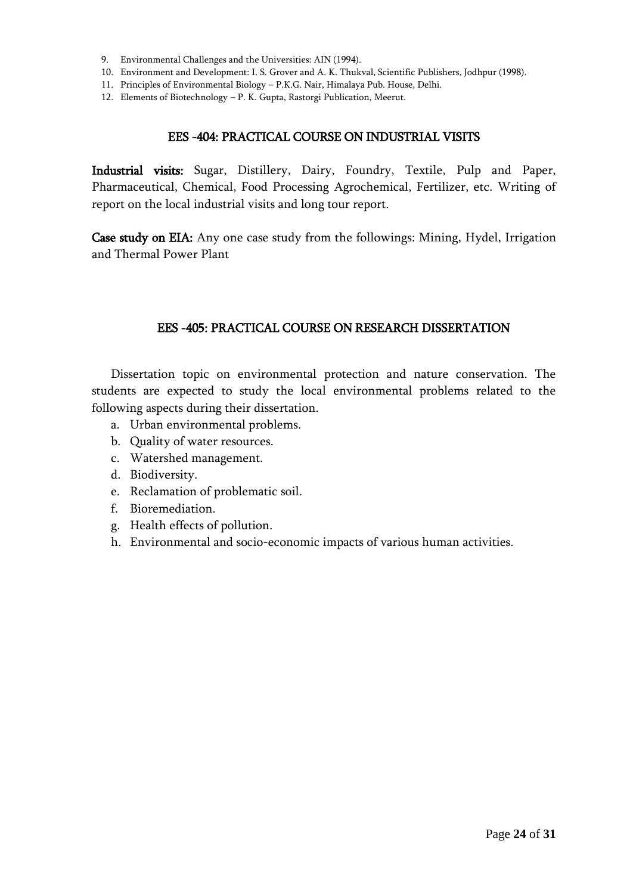9. Environmental Challenges and the Universities: AIN (1994).
10. Environment and Development: I. S. Grover and A. K. Thukval, Scientific Publishers, Jodhpur (1998).
11. Principles of Environmental Biology – P.K.G. Nair, Himalaya Pub. House, Delhi.
12. Elements of Biotechnology – P. K. Gupta, Rastorgi Publication, Meerut.

## EES -404: PRACTICAL COURSE ON INDUSTRIAL VISITS

**Industrial visits:** Sugar, Distillery, Dairy, Foundry, Textile, Pulp and Paper, Pharmaceutical, Chemical, Food Processing Agrochemical, Fertilizer, etc. Writing of report on the local industrial visits and long tour report.

**Case study on EIA:** Any one case study from the followings: Mining, Hydel, Irrigation and Thermal Power Plant

## EES -405: PRACTICAL COURSE ON RESEARCH DISSERTATION

Dissertation topic on environmental protection and nature conservation. The students are expected to study the local environmental problems related to the following aspects during their dissertation.

a. Urban environmental problems.
b. Quality of water resources.
c. Watershed management.
d. Biodiversity.
e. Reclamation of problematic soil.
f. Bioremediation.
g. Health effects of pollution.
h. Environmental and socio-economic impacts of various human activities.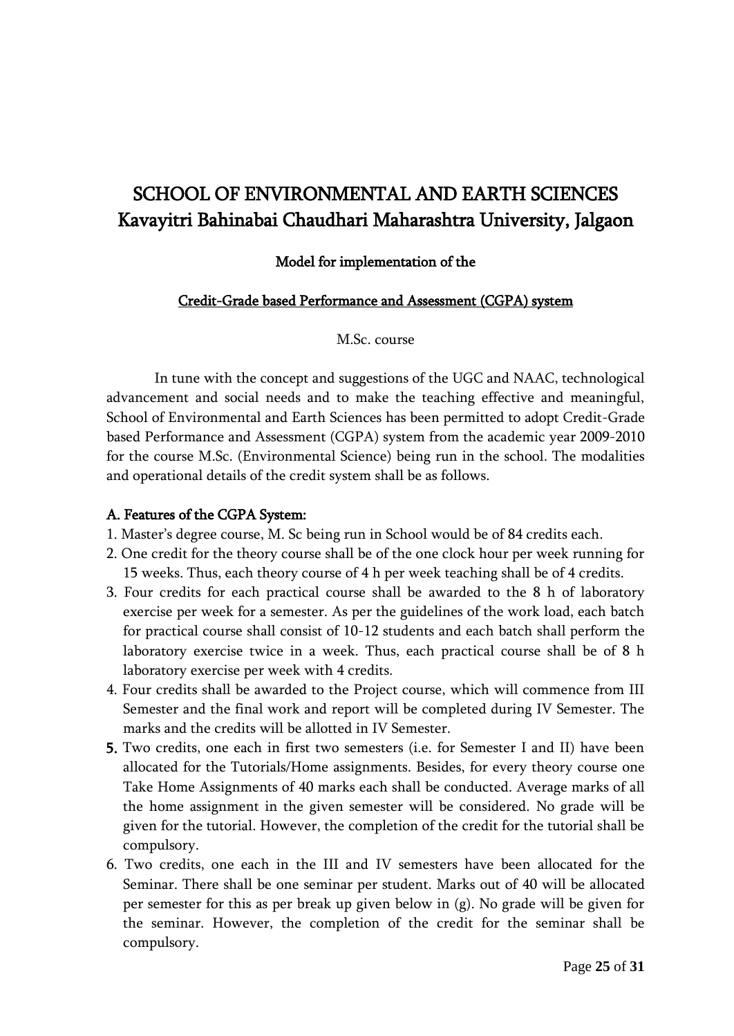# SCHOOL OF ENVIRONMENTAL AND EARTH SCIENCES
# Kavayitri Bahinabai Chaudhari Maharashtra University, Jalgaon

### Model for implementation of the

### Credit-Grade based Performance and Assessment (CGPA) system

M.Sc. course

In tune with the concept and suggestions of the UGC and NAAC, technological advancement and social needs and to make the teaching effective and meaningful, School of Environmental and Earth Sciences has been permitted to adopt Credit-Grade based Performance and Assessment (CGPA) system from the academic year 2009-2010 for the course M.Sc. (Environmental Science) being run in the school. The modalities and operational details of the credit system shall be as follows.

#### A. Features of the CGPA System:

1. Master's degree course, M. Sc being run in School would be of 84 credits each.
2. One credit for the theory course shall be of the one clock hour per week running for 15 weeks. Thus, each theory course of 4 h per week teaching shall be of 4 credits.
3. Four credits for each practical course shall be awarded to the 8 h of laboratory exercise per week for a semester. As per the guidelines of the work load, each batch for practical course shall consist of 10-12 students and each batch shall perform the laboratory exercise twice in a week. Thus, each practical course shall be of 8 h laboratory exercise per week with 4 credits.
4. Four credits shall be awarded to the Project course, which will commence from III Semester and the final work and report will be completed during IV Semester. The marks and the credits will be allotted in IV Semester.
5. Two credits, one each in first two semesters (i.e. for Semester I and II) have been allocated for the Tutorials/Home assignments. Besides, for every theory course one Take Home Assignments of 40 marks each shall be conducted. Average marks of all the home assignment in the given semester will be considered. No grade will be given for the tutorial. However, the completion of the credit for the tutorial shall be compulsory.
6. Two credits, one each in the III and IV semesters have been allocated for the Seminar. There shall be one seminar per student. Marks out of 40 will be allocated per semester for this as per break up given below in (g). No grade will be given for the seminar. However, the completion of the credit for the seminar shall be compulsory.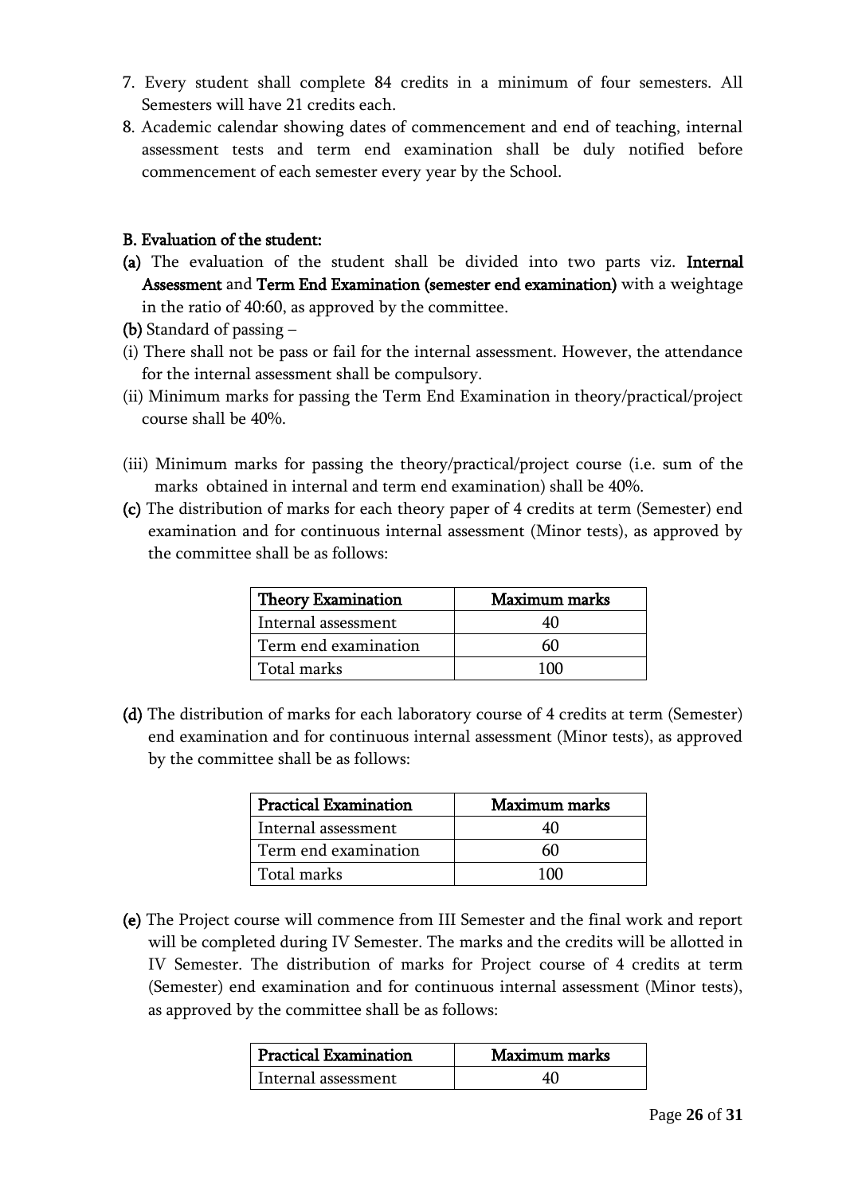7. Every student shall complete 84 credits in a minimum of four semesters. All Semesters will have 21 credits each.
8. Academic calendar showing dates of commencement and end of teaching, internal assessment tests and term end examination shall be duly notified before commencement of each semester every year by the School.

**B. Evaluation of the student:**

**(a)** The evaluation of the student shall be divided into two parts viz. **Internal Assessment** and **Term End Examination (semester end examination)** with a weightage in the ratio of 40:60, as approved by the committee.

**(b)** Standard of passing –

(i) There shall not be pass or fail for the internal assessment. However, the attendance for the internal assessment shall be compulsory.

(ii) Minimum marks for passing the Term End Examination in theory/practical/project course shall be 40%.

(iii) Minimum marks for passing the theory/practical/project course (i.e. sum of the marks obtained in internal and term end examination) shall be 40%.

**(c)** The distribution of marks for each theory paper of 4 credits at term (Semester) end examination and for continuous internal assessment (Minor tests), as approved by the committee shall be as follows:

| Theory Examination | Maximum marks |
|---|---|
| Internal assessment | 40 |
| Term end examination | 60 |
| Total marks | 100 |

**(d)** The distribution of marks for each laboratory course of 4 credits at term (Semester) end examination and for continuous internal assessment (Minor tests), as approved by the committee shall be as follows:

| Practical Examination | Maximum marks |
|---|---|
| Internal assessment | 40 |
| Term end examination | 60 |
| Total marks | 100 |

**(e)** The Project course will commence from III Semester and the final work and report will be completed during IV Semester. The marks and the credits will be allotted in IV Semester. The distribution of marks for Project course of 4 credits at term (Semester) end examination and for continuous internal assessment (Minor tests), as approved by the committee shall be as follows:

| Practical Examination | Maximum marks |
|---|---|
| Internal assessment | 40 |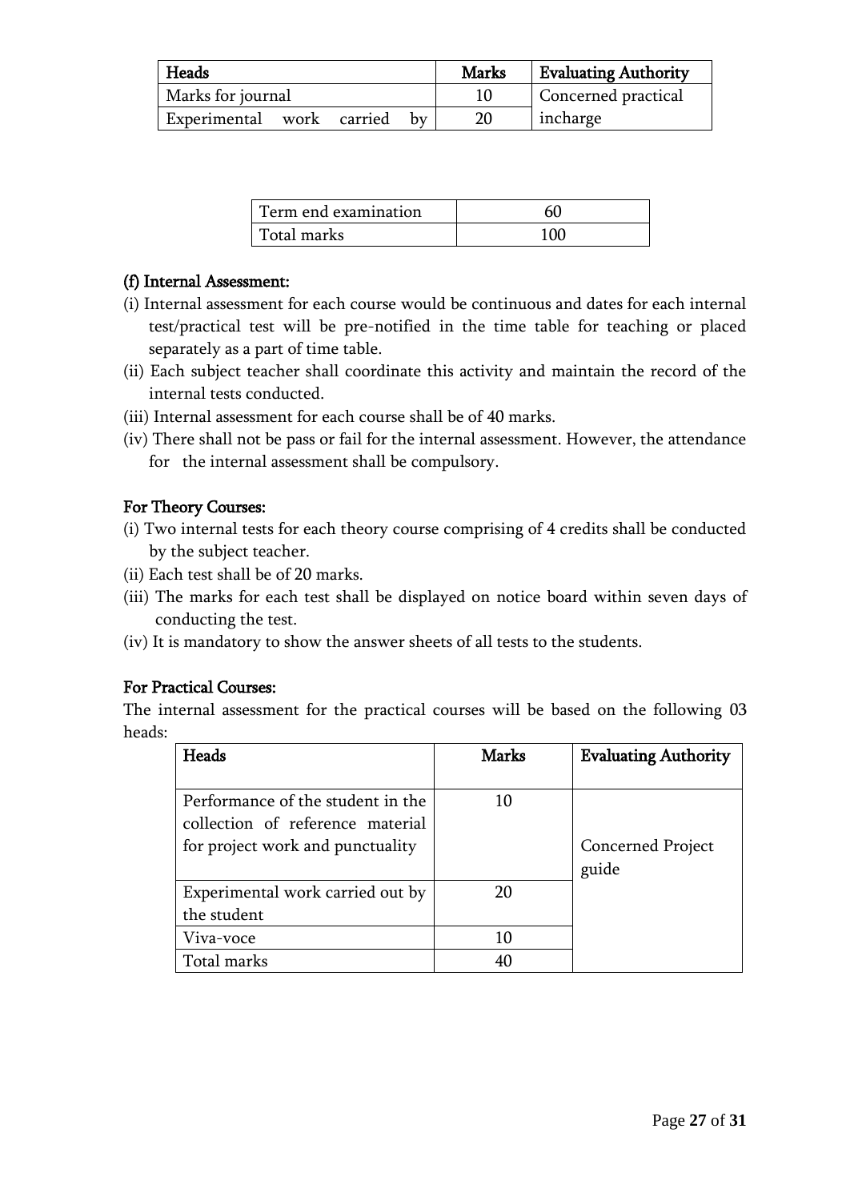| Heads | Marks | Evaluating Authority |
|---|---|---|
| Marks for journal | 10 | Concerned practical incharge |
| Experimental work carried by | 20 | |

| Term end examination | 60 |
|---|---|
| Total marks | 100 |

**(f) Internal Assessment:**

(i) Internal assessment for each course would be continuous and dates for each internal test/practical test will be pre-notified in the time table for teaching or placed separately as a part of time table.

(ii) Each subject teacher shall coordinate this activity and maintain the record of the internal tests conducted.

(iii) Internal assessment for each course shall be of 40 marks.

(iv) There shall not be pass or fail for the internal assessment. However, the attendance for the internal assessment shall be compulsory.

**For Theory Courses:**

(i) Two internal tests for each theory course comprising of 4 credits shall be conducted by the subject teacher.

(ii) Each test shall be of 20 marks.

(iii) The marks for each test shall be displayed on notice board within seven days of conducting the test.

(iv) It is mandatory to show the answer sheets of all tests to the students.

**For Practical Courses:**

The internal assessment for the practical courses will be based on the following 03 heads:

| Heads | Marks | Evaluating Authority |
|---|---|---|
| Performance of the student in the collection of reference material for project work and punctuality | 10 | Concerned Project guide |
| Experimental work carried out by the student | 20 | |
| Viva-voce | 10 | |
| Total marks | 40 | |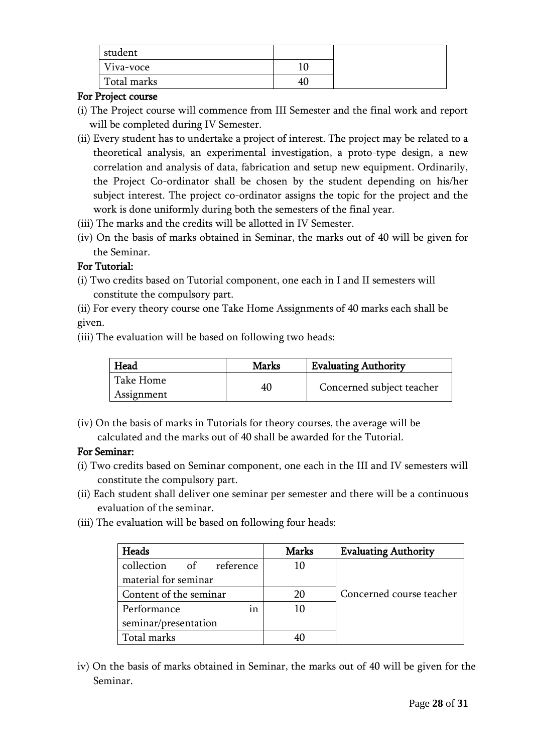| | | |
|---|---|---|
| student | | |
| Viva-voce | 10 | |
| Total marks | 40 | |

**For Project course**

(i) The Project course will commence from III Semester and the final work and report will be completed during IV Semester.

(ii) Every student has to undertake a project of interest. The project may be related to a theoretical analysis, an experimental investigation, a proto-type design, a new correlation and analysis of data, fabrication and setup new equipment. Ordinarily, the Project Co-ordinator shall be chosen by the student depending on his/her subject interest. The project co-ordinator assigns the topic for the project and the work is done uniformly during both the semesters of the final year.

(iii) The marks and the credits will be allotted in IV Semester.

(iv) On the basis of marks obtained in Seminar, the marks out of 40 will be given for the Seminar.

**For Tutorial:**

(i) Two credits based on Tutorial component, one each in I and II semesters will constitute the compulsory part.

(ii) For every theory course one Take Home Assignments of 40 marks each shall be given.

(iii) The evaluation will be based on following two heads:

| Head | Marks | Evaluating Authority |
|---|---|---|
| Take Home Assignment | 40 | Concerned subject teacher |

(iv) On the basis of marks in Tutorials for theory courses, the average will be calculated and the marks out of 40 shall be awarded for the Tutorial.

**For Seminar:**

(i) Two credits based on Seminar component, one each in the III and IV semesters will constitute the compulsory part.

(ii) Each student shall deliver one seminar per semester and there will be a continuous evaluation of the seminar.

(iii) The evaluation will be based on following four heads:

| Heads | Marks | Evaluating Authority |
|---|---|---|
| collection of reference material for seminar | 10 | Concerned course teacher |
| Content of the seminar | 20 | |
| Performance in seminar/presentation | 10 | |
| Total marks | 40 | |

iv) On the basis of marks obtained in Seminar, the marks out of 40 will be given for the Seminar.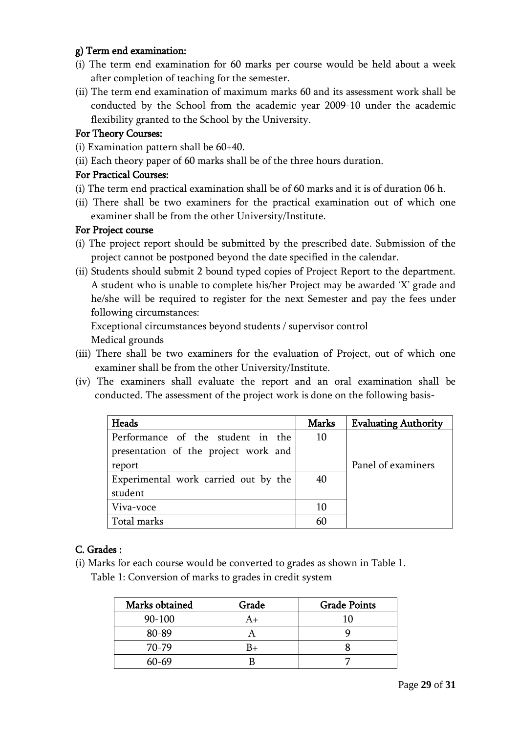**g) Term end examination:**

(i) The term end examination for 60 marks per course would be held about a week after completion of teaching for the semester.

(ii) The term end examination of maximum marks 60 and its assessment work shall be conducted by the School from the academic year 2009-10 under the academic flexibility granted to the School by the University.

**For Theory Courses:**

(i) Examination pattern shall be 60+40.

(ii) Each theory paper of 60 marks shall be of the three hours duration.

**For Practical Courses:**

(i) The term end practical examination shall be of 60 marks and it is of duration 06 h.

(ii) There shall be two examiners for the practical examination out of which one examiner shall be from the other University/Institute.

**For Project course**

(i) The project report should be submitted by the prescribed date. Submission of the project cannot be postponed beyond the date specified in the calendar.

(ii) Students should submit 2 bound typed copies of Project Report to the department. A student who is unable to complete his/her Project may be awarded 'X' grade and he/she will be required to register for the next Semester and pay the fees under following circumstances:

Exceptional circumstances beyond students / supervisor control

Medical grounds

(iii) There shall be two examiners for the evaluation of Project, out of which one examiner shall be from the other University/Institute.

(iv) The examiners shall evaluate the report and an oral examination shall be conducted. The assessment of the project work is done on the following basis-

| Heads | Marks | Evaluating Authority |
|---|---|---|
| Performance of the student in the presentation of the project work and report | 10 | Panel of examiners |
| Experimental work carried out by the student | 40 | |
| Viva-voce | 10 | |
| Total marks | 60 | |

**C. Grades :**

(i) Marks for each course would be converted to grades as shown in Table 1.

Table 1: Conversion of marks to grades in credit system

| Marks obtained | Grade | Grade Points |
|---|---|---|
| 90-100 | A+ | 10 |
| 80-89 | A | 9 |
| 70-79 | B+ | 8 |
| 60-69 | B | 7 |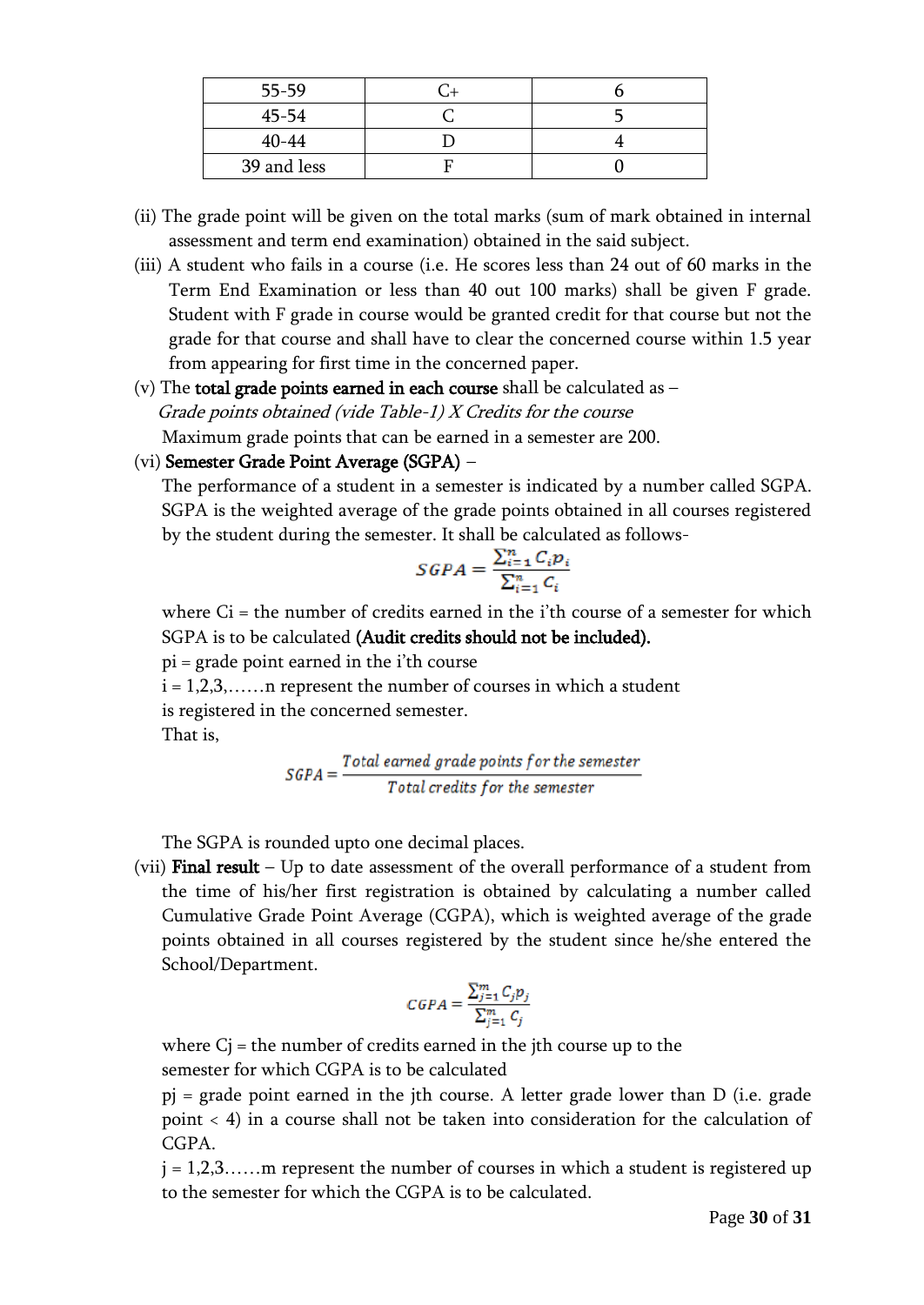| 55-59 | C+ | 6 |
|---|---|---|
| 45-54 | C | 5 |
| 40-44 | D | 4 |
| 39 and less | F | 0 |

(ii) The grade point will be given on the total marks (sum of mark obtained in internal assessment and term end examination) obtained in the said subject.

(iii) A student who fails in a course (i.e. He scores less than 24 out of 60 marks in the Term End Examination or less than 40 out 100 marks) shall be given F grade. Student with F grade in course would be granted credit for that course but not the grade for that course and shall have to clear the concerned course within 1.5 year from appearing for first time in the concerned paper.

(v) The **total grade points earned in each course** shall be calculated as –

*Grade points obtained (vide Table-1) X Credits for the course*

Maximum grade points that can be earned in a semester are 200.

(vi) **Semester Grade Point Average (SGPA)** –

The performance of a student in a semester is indicated by a number called SGPA. SGPA is the weighted average of the grade points obtained in all courses registered by the student during the semester. It shall be calculated as follows-

$$SGPA = \frac{\sum_{i=1}^{n} C_i p_i}{\sum_{i=1}^{n} C_i}$$

where Ci = the number of credits earned in the i'th course of a semester for which SGPA is to be calculated **(Audit credits should not be included).**

pi = grade point earned in the i'th course

i = 1,2,3,……n represent the number of courses in which a student is registered in the concerned semester.

That is,

$$SGPA = \frac{Total\ earned\ grade\ points\ for\ the\ semester}{Total\ credits\ for\ the\ semester}$$

The SGPA is rounded upto one decimal places.

(vii) **Final result** – Up to date assessment of the overall performance of a student from the time of his/her first registration is obtained by calculating a number called Cumulative Grade Point Average (CGPA), which is weighted average of the grade points obtained in all courses registered by the student since he/she entered the School/Department.

$$CGPA = \frac{\sum_{j=1}^{m} C_j p_j}{\sum_{j=1}^{m} C_j}$$

where Cj = the number of credits earned in the jth course up to the semester for which CGPA is to be calculated

pj = grade point earned in the jth course. A letter grade lower than D (i.e. grade point < 4) in a course shall not be taken into consideration for the calculation of CGPA.

j = 1,2,3……m represent the number of courses in which a student is registered up to the semester for which the CGPA is to be calculated.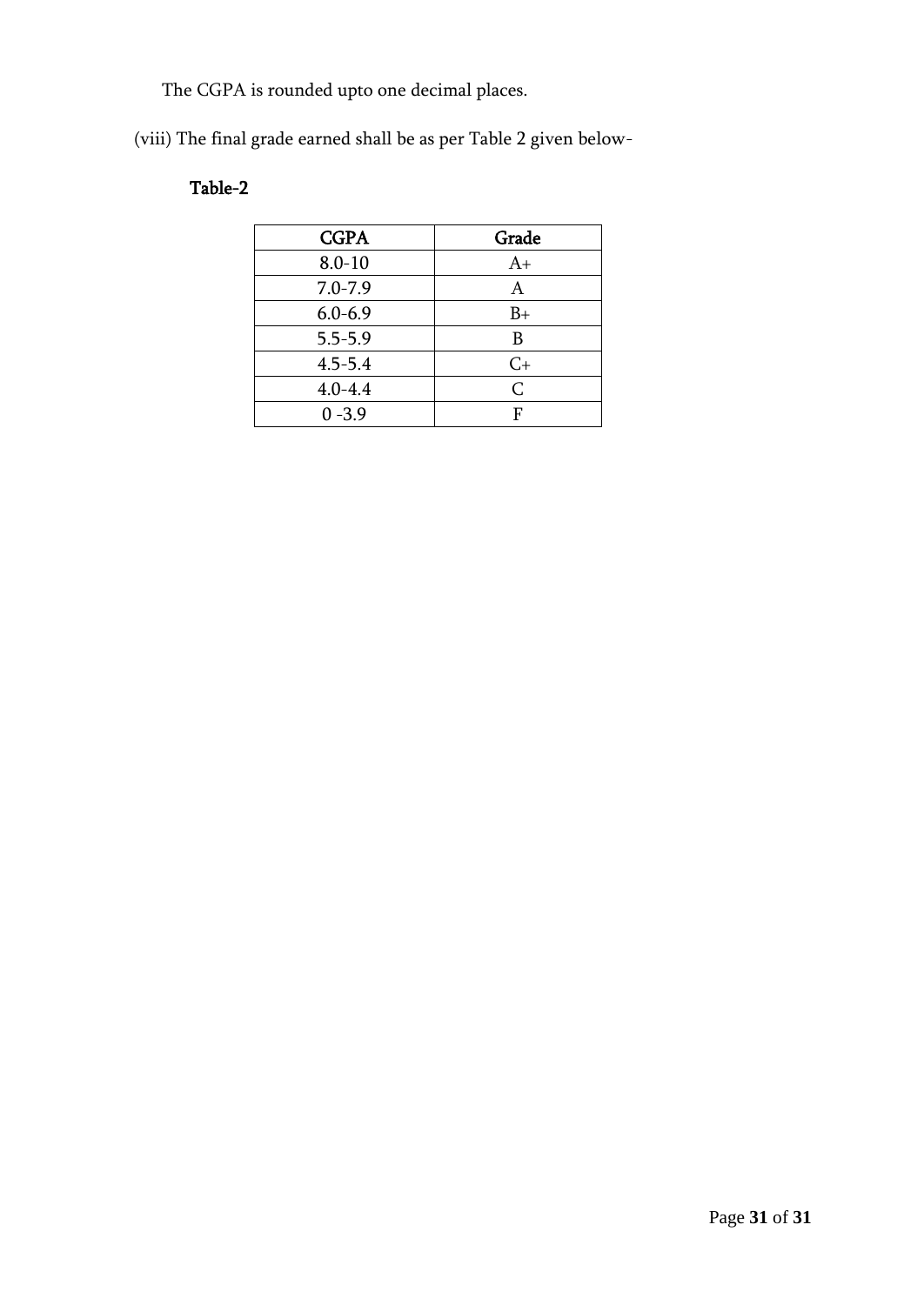The CGPA is rounded upto one decimal places.

(viii) The final grade earned shall be as per Table 2 given below-

**Table-2**

| CGPA | Grade |
|---|---|
| 8.0-10 | A+ |
| 7.0-7.9 | A |
| 6.0-6.9 | B+ |
| 5.5-5.9 | B |
| 4.5-5.4 | C+ |
| 4.0-4.4 | C |
| 0 -3.9 | F |